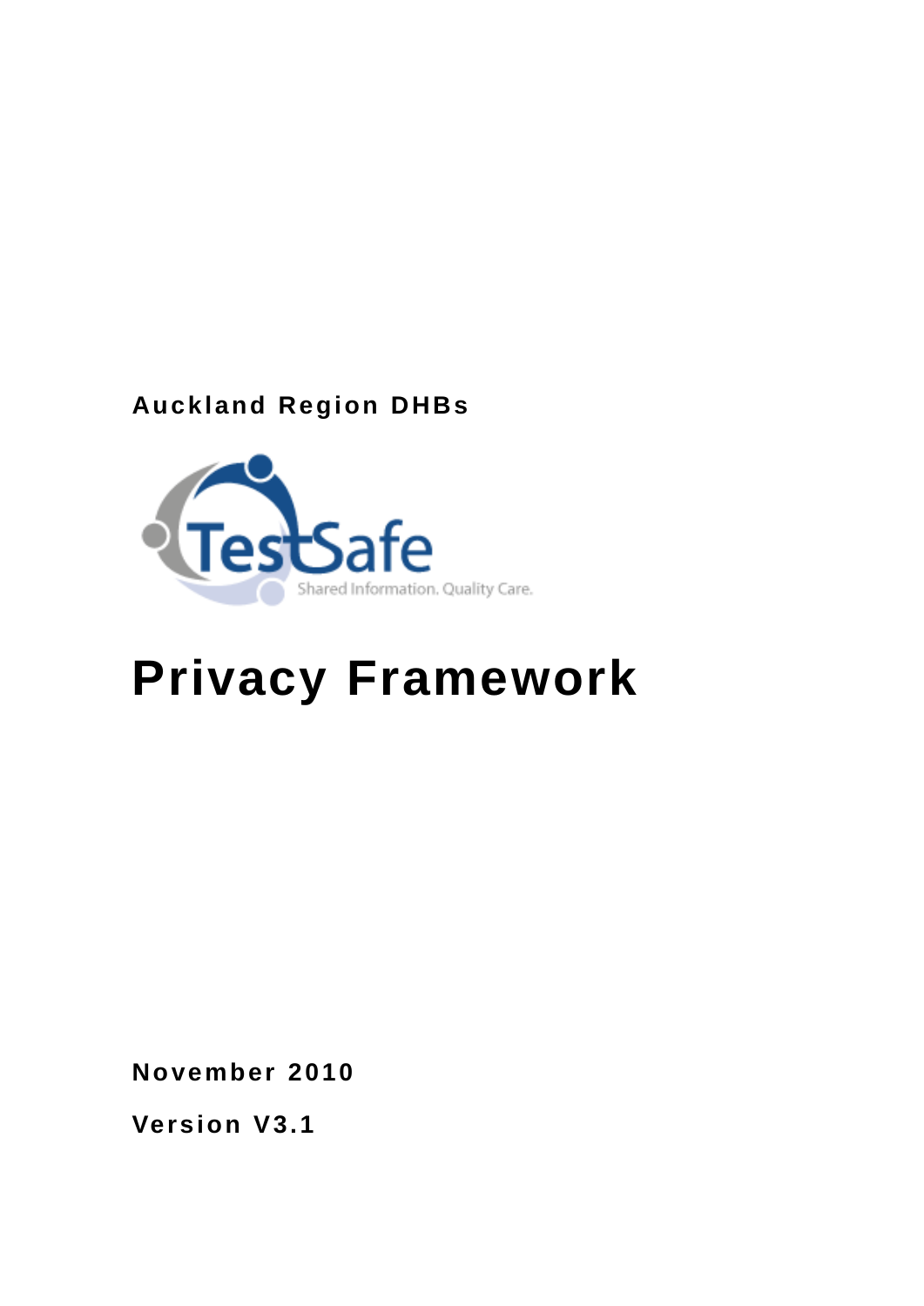**Auckland Region DHBs**

TestSafe

Shared Information. Quality Care.

# Privacy Framework

**November 2010**

**Version V3.1**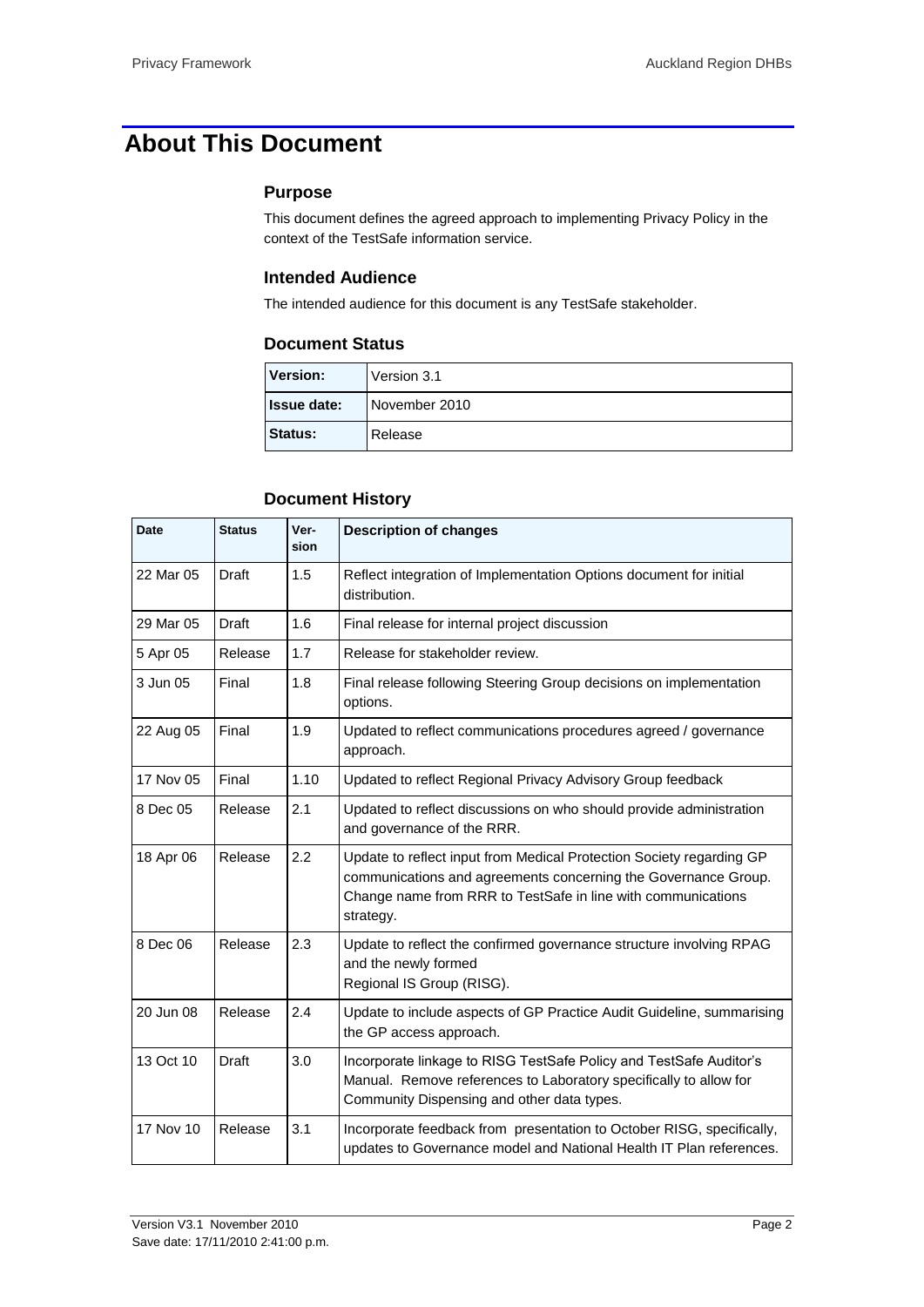# About This Document

## Purpose

This document defines the agreed approach to implementing Privacy Policy in the context of the TestSafe information service.

## Intended Audience

The intended audience for this document is any TestSafe stakeholder.

## Document Status

| **Version:** | Version 3.1 |
|---|---|
| **Issue date:** | November 2010 |
| **Status:** | Release |

## Document History

| Date | Status | Ver-sion | Description of changes |
|---|---|---|---|
| 22 Mar 05 | Draft | 1.5 | Reflect integration of Implementation Options document for initial distribution. |
| 29 Mar 05 | Draft | 1.6 | Final release for internal project discussion |
| 5 Apr 05 | Release | 1.7 | Release for stakeholder review. |
| 3 Jun 05 | Final | 1.8 | Final release following Steering Group decisions on implementation options. |
| 22 Aug 05 | Final | 1.9 | Updated to reflect communications procedures agreed / governance approach. |
| 17 Nov 05 | Final | 1.10 | Updated to reflect Regional Privacy Advisory Group feedback |
| 8 Dec 05 | Release | 2.1 | Updated to reflect discussions on who should provide administration and governance of the RRR. |
| 18 Apr 06 | Release | 2.2 | Update to reflect input from Medical Protection Society regarding GP communications and agreements concerning the Governance Group. Change name from RRR to TestSafe in line with communications strategy. |
| 8 Dec 06 | Release | 2.3 | Update to reflect the confirmed governance structure involving RPAG and the newly formed Regional IS Group (RISG). |
| 20 Jun 08 | Release | 2.4 | Update to include aspects of GP Practice Audit Guideline, summarising the GP access approach. |
| 13 Oct 10 | Draft | 3.0 | Incorporate linkage to RISG TestSafe Policy and TestSafe Auditor's Manual. Remove references to Laboratory specifically to allow for Community Dispensing and other data types. |
| 17 Nov 10 | Release | 3.1 | Incorporate feedback from presentation to October RISG, specifically, updates to Governance model and National Health IT Plan references. |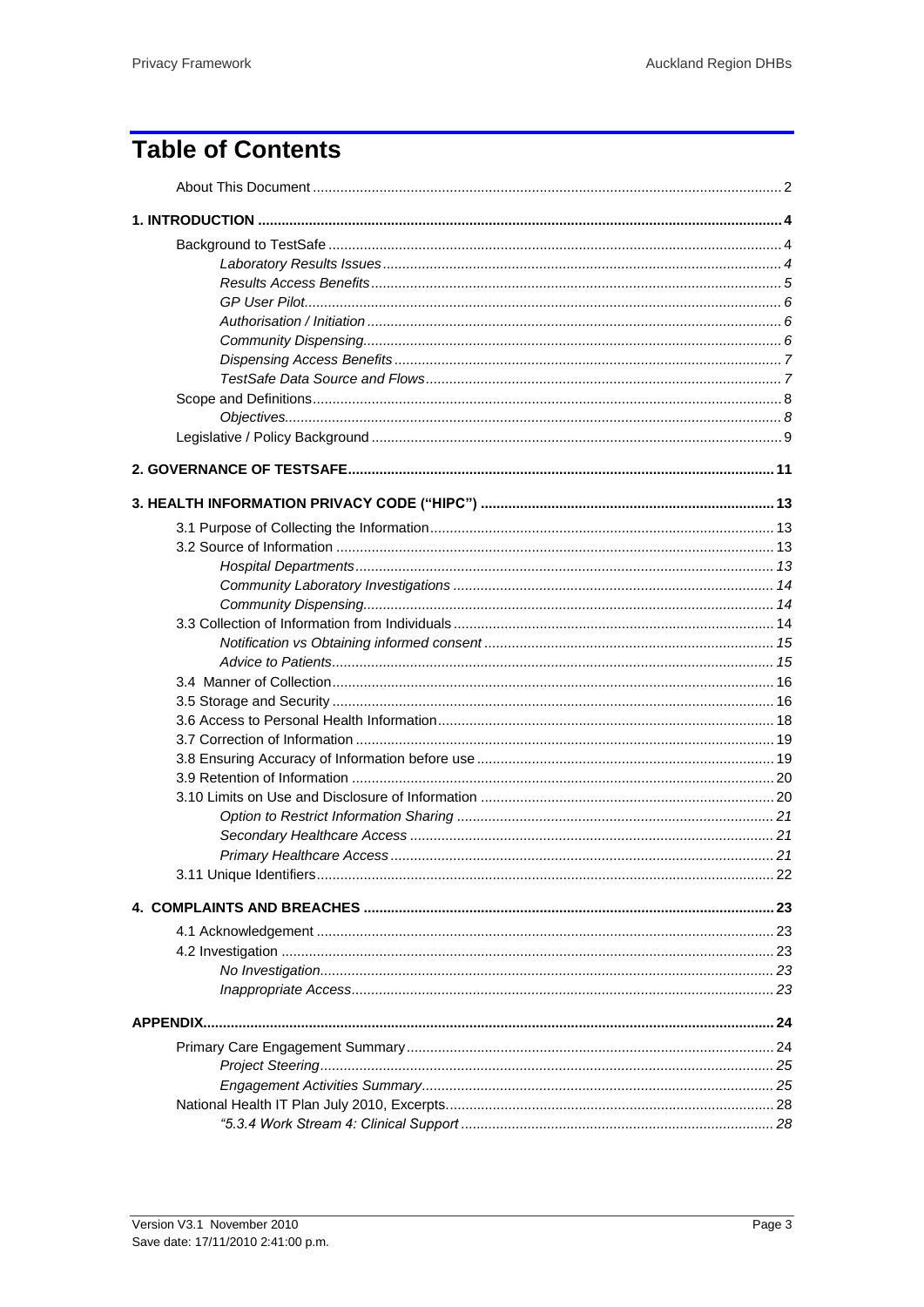# Table of Contents

About This Document ........ 2

**1. INTRODUCTION ........ 4**

Background to TestSafe ........ 4

*Laboratory Results Issues ........ 4*

*Results Access Benefits ........ 5*

*GP User Pilot ........ 6*

*Authorisation / Initiation ........ 6*

*Community Dispensing ........ 6*

*Dispensing Access Benefits ........ 7*

*TestSafe Data Source and Flows ........ 7*

Scope and Definitions ........ 8

*Objectives ........ 8*

Legislative / Policy Background ........ 9

**2. GOVERNANCE OF TESTSAFE ........ 11**

**3. HEALTH INFORMATION PRIVACY CODE ("HIPC") ........ 13**

3.1 Purpose of Collecting the Information ........ 13

3.2 Source of Information ........ 13

*Hospital Departments ........ 13*

*Community Laboratory Investigations ........ 14*

*Community Dispensing ........ 14*

3.3 Collection of Information from Individuals ........ 14

*Notification vs Obtaining informed consent ........ 15*

*Advice to Patients ........ 15*

3.4 Manner of Collection ........ 16

3.5 Storage and Security ........ 16

3.6 Access to Personal Health Information ........ 18

3.7 Correction of Information ........ 19

3.8 Ensuring Accuracy of Information before use ........ 19

3.9 Retention of Information ........ 20

3.10 Limits on Use and Disclosure of Information ........ 20

*Option to Restrict Information Sharing ........ 21*

*Secondary Healthcare Access ........ 21*

*Primary Healthcare Access ........ 21*

3.11 Unique Identifiers ........ 22

**4. COMPLAINTS AND BREACHES ........ 23**

4.1 Acknowledgement ........ 23

4.2 Investigation ........ 23

*No Investigation ........ 23*

*Inappropriate Access ........ 23*

**APPENDIX ........ 24**

Primary Care Engagement Summary ........ 24

*Project Steering ........ 25*

*Engagement Activities Summary ........ 25*

National Health IT Plan July 2010, Excerpts ........ 28

*"5.3.4 Work Stream 4: Clinical Support ........ 28*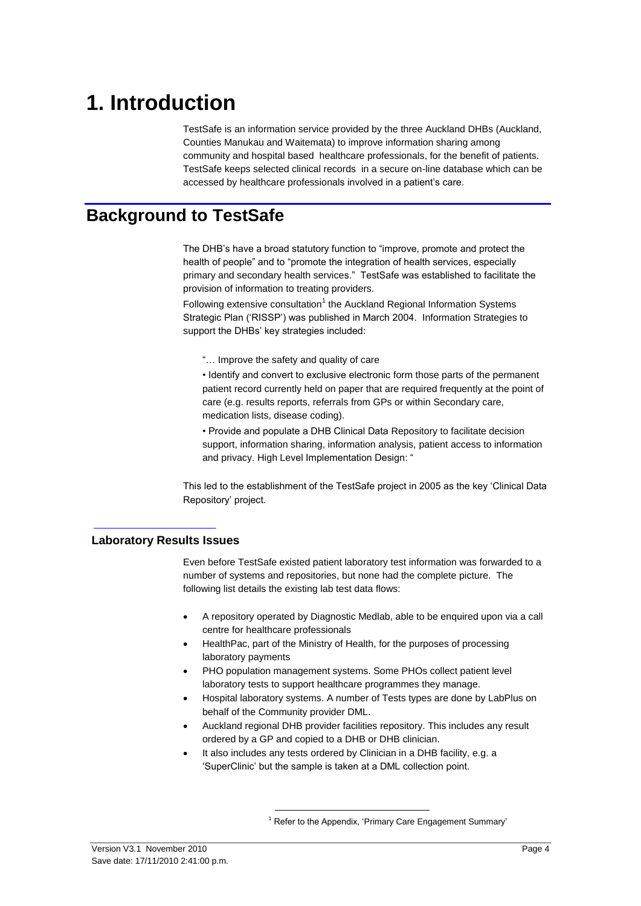# 1. Introduction

TestSafe is an information service provided by the three Auckland DHBs (Auckland, Counties Manukau and Waitemata) to improve information sharing among community and hospital based healthcare professionals, for the benefit of patients. TestSafe keeps selected clinical records in a secure on-line database which can be accessed by healthcare professionals involved in a patient's care.

## Background to TestSafe

The DHB's have a broad statutory function to "improve, promote and protect the health of people" and to "promote the integration of health services, especially primary and secondary health services." TestSafe was established to facilitate the provision of information to treating providers.

Following extensive consultation[1] the Auckland Regional Information Systems Strategic Plan ('RISSP') was published in March 2004. Information Strategies to support the DHBs' key strategies included:

> "… Improve the safety and quality of care
>
> • Identify and convert to exclusive electronic form those parts of the permanent patient record currently held on paper that are required frequently at the point of care (e.g. results reports, referrals from GPs or within Secondary care, medication lists, disease coding).
>
> • Provide and populate a DHB Clinical Data Repository to facilitate decision support, information sharing, information analysis, patient access to information and privacy. High Level Implementation Design: "

This led to the establishment of the TestSafe project in 2005 as the key 'Clinical Data Repository' project.

### Laboratory Results Issues

Even before TestSafe existed patient laboratory test information was forwarded to a number of systems and repositories, but none had the complete picture. The following list details the existing lab test data flows:

- A repository operated by Diagnostic Medlab, able to be enquired upon via a call centre for healthcare professionals
- HealthPac, part of the Ministry of Health, for the purposes of processing laboratory payments
- PHO population management systems. Some PHOs collect patient level laboratory tests to support healthcare programmes they manage.
- Hospital laboratory systems. A number of Tests types are done by LabPlus on behalf of the Community provider DML.
- Auckland regional DHB provider facilities repository. This includes any result ordered by a GP and copied to a DHB or DHB clinician.
- It also includes any tests ordered by Clinician in a DHB facility, e.g. a 'SuperClinic' but the sample is taken at a DML collection point.

[1] Refer to the Appendix, 'Primary Care Engagement Summary'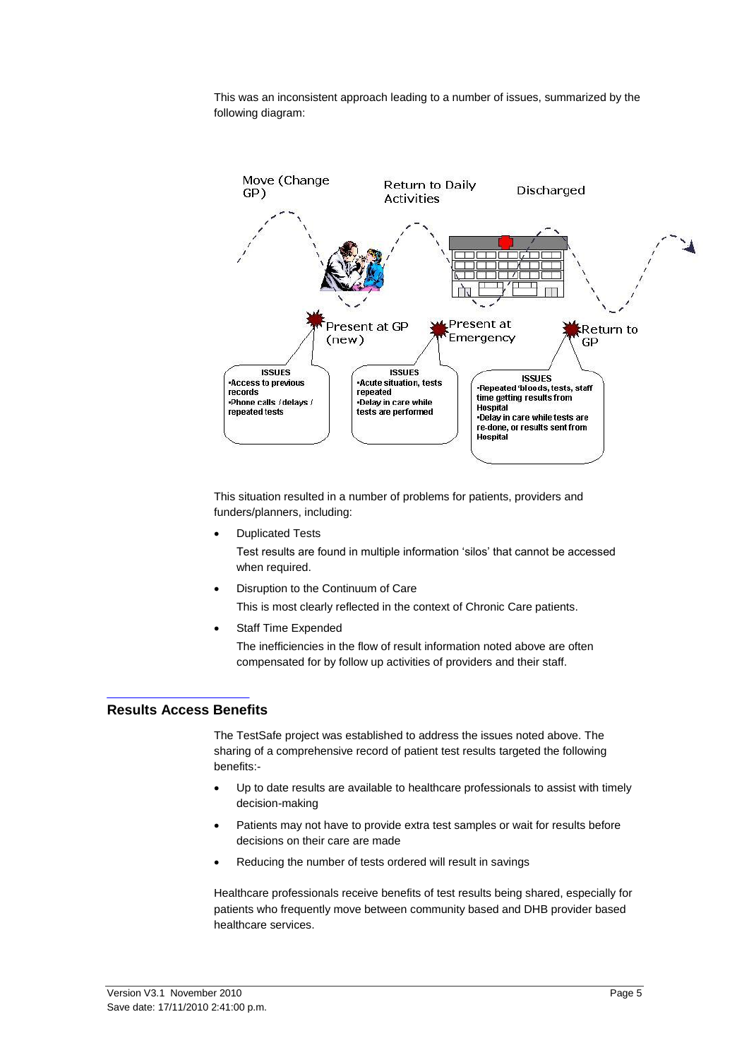This was an inconsistent approach leading to a number of issues, summarized by the following diagram:

Move (Change GP) — Return to Daily Activities — Discharged

Present at GP (new)

**ISSUES**
- Access to previous records
- Phone calls / delays / repeated tests

Present at Emergency

**ISSUES**
- Acute situation, tests repeated
- Delay in care while tests are performed

Return to GP

**ISSUES**
- Repeated 'bloods, tests, staff time getting results from Hospital
- Delay in care while tests are re-done, or results sent from Hospital

This situation resulted in a number of problems for patients, providers and funders/planners, including:

- Duplicated Tests

  Test results are found in multiple information 'silos' that cannot be accessed when required.

- Disruption to the Continuum of Care

  This is most clearly reflected in the context of Chronic Care patients.

- Staff Time Expended

  The inefficiencies in the flow of result information noted above are often compensated for by follow up activities of providers and their staff.

## Results Access Benefits

The TestSafe project was established to address the issues noted above. The sharing of a comprehensive record of patient test results targeted the following benefits:-

- Up to date results are available to healthcare professionals to assist with timely decision-making
- Patients may not have to provide extra test samples or wait for results before decisions on their care are made
- Reducing the number of tests ordered will result in savings

Healthcare professionals receive benefits of test results being shared, especially for patients who frequently move between community based and DHB provider based healthcare services.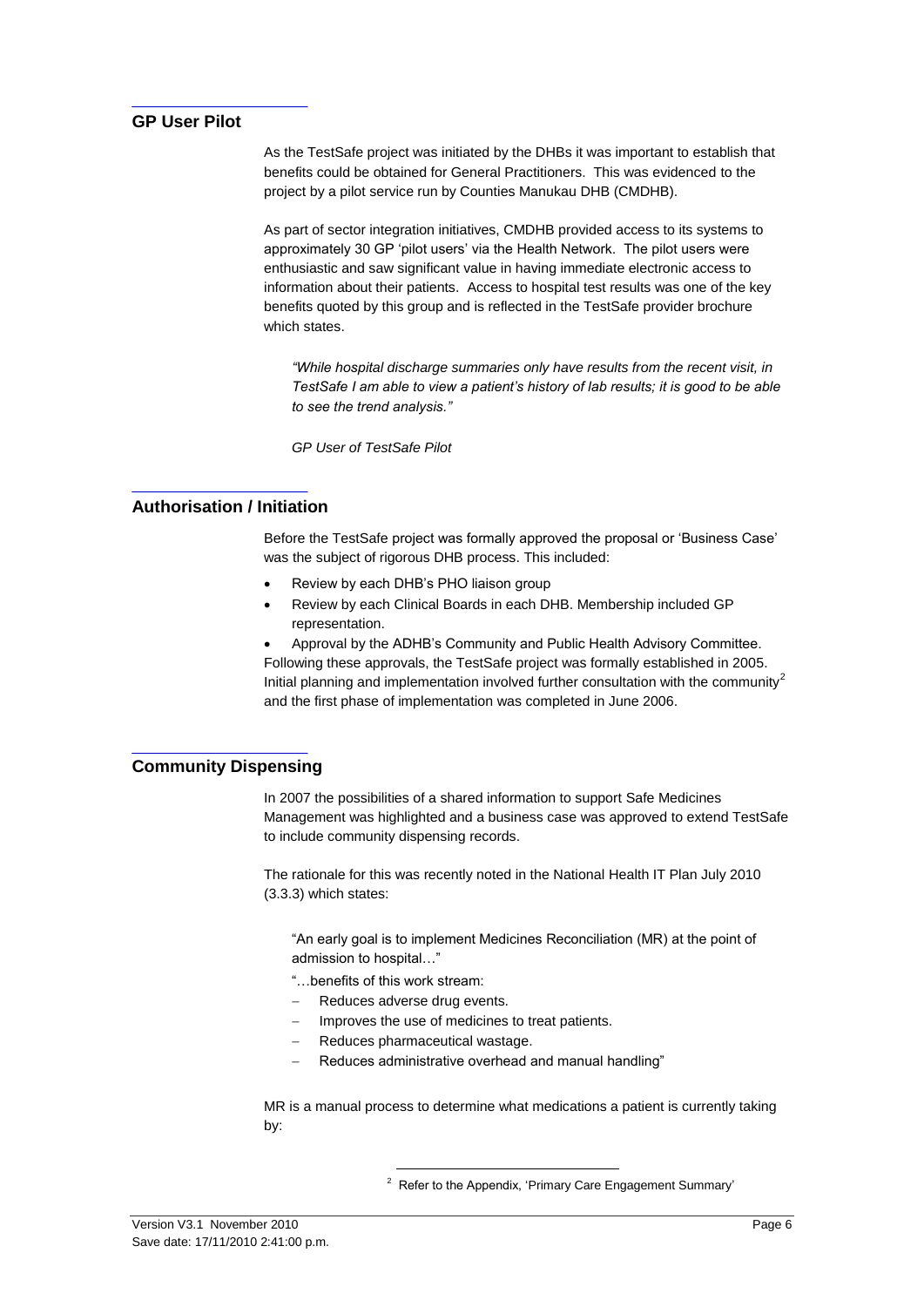## GP User Pilot

As the TestSafe project was initiated by the DHBs it was important to establish that benefits could be obtained for General Practitioners. This was evidenced to the project by a pilot service run by Counties Manukau DHB (CMDHB).

As part of sector integration initiatives, CMDHB provided access to its systems to approximately 30 GP 'pilot users' via the Health Network. The pilot users were enthusiastic and saw significant value in having immediate electronic access to information about their patients. Access to hospital test results was one of the key benefits quoted by this group and is reflected in the TestSafe provider brochure which states.

> *"While hospital discharge summaries only have results from the recent visit, in TestSafe I am able to view a patient's history of lab results; it is good to be able to see the trend analysis."*
>
> *GP User of TestSafe Pilot*

## Authorisation / Initiation

Before the TestSafe project was formally approved the proposal or 'Business Case' was the subject of rigorous DHB process. This included:

- Review by each DHB's PHO liaison group
- Review by each Clinical Boards in each DHB. Membership included GP representation.
- Approval by the ADHB's Community and Public Health Advisory Committee.

Following these approvals, the TestSafe project was formally established in 2005. Initial planning and implementation involved further consultation with the community[2] and the first phase of implementation was completed in June 2006.

## Community Dispensing

In 2007 the possibilities of a shared information to support Safe Medicines Management was highlighted and a business case was approved to extend TestSafe to include community dispensing records.

The rationale for this was recently noted in the National Health IT Plan July 2010 (3.3.3) which states:

> "An early goal is to implement Medicines Reconciliation (MR) at the point of admission to hospital…"
>
> "…benefits of this work stream:
>
> - Reduces adverse drug events.
> - Improves the use of medicines to treat patients.
> - Reduces pharmaceutical wastage.
> - Reduces administrative overhead and manual handling"

MR is a manual process to determine what medications a patient is currently taking by:

[2] Refer to the Appendix, 'Primary Care Engagement Summary'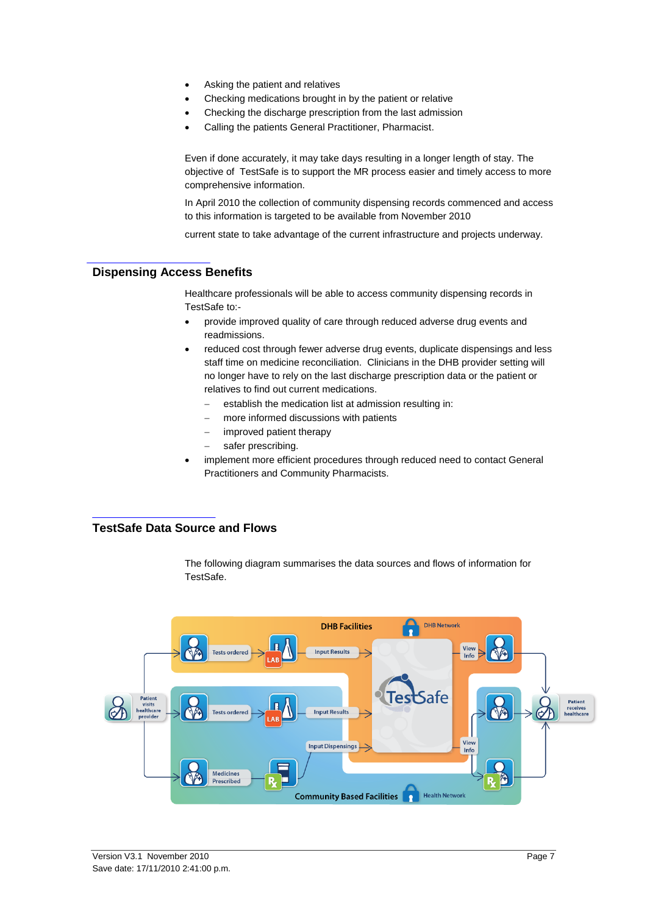- Asking the patient and relatives
- Checking medications brought in by the patient or relative
- Checking the discharge prescription from the last admission
- Calling the patients General Practitioner, Pharmacist.

Even if done accurately, it may take days resulting in a longer length of stay. The objective of TestSafe is to support the MR process easier and timely access to more comprehensive information.

In April 2010 the collection of community dispensing records commenced and access to this information is targeted to be available from November 2010

current state to take advantage of the current infrastructure and projects underway.

## Dispensing Access Benefits

Healthcare professionals will be able to access community dispensing records in TestSafe to:-

- provide improved quality of care through reduced adverse drug events and readmissions.
- reduced cost through fewer adverse drug events, duplicate dispensings and less staff time on medicine reconciliation. Clinicians in the DHB provider setting will no longer have to rely on the last discharge prescription data or the patient or relatives to find out current medications.
  - establish the medication list at admission resulting in:
  - more informed discussions with patients
  - improved patient therapy
  - safer prescribing.
- implement more efficient procedures through reduced need to contact General Practitioners and Community Pharmacists.

## TestSafe Data Source and Flows

The following diagram summarises the data sources and flows of information for TestSafe.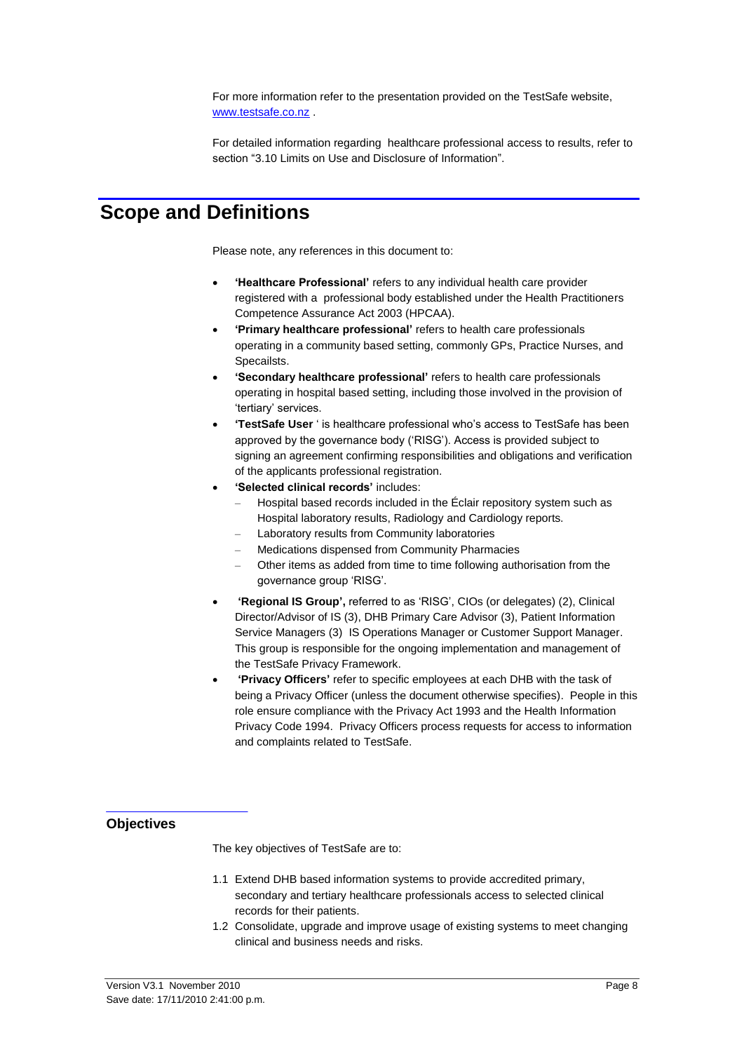For more information refer to the presentation provided on the TestSafe website, www.testsafe.co.nz .

For detailed information regarding healthcare professional access to results, refer to section "3.10 Limits on Use and Disclosure of Information".

# Scope and Definitions

Please note, any references in this document to:

- **'Healthcare Professional'** refers to any individual health care provider registered with a professional body established under the Health Practitioners Competence Assurance Act 2003 (HPCAA).
- **'Primary healthcare professional'** refers to health care professionals operating in a community based setting, commonly GPs, Practice Nurses, and Specailsts.
- **'Secondary healthcare professional'** refers to health care professionals operating in hospital based setting, including those involved in the provision of 'tertiary' services.
- **'TestSafe User** ' is healthcare professional who's access to TestSafe has been approved by the governance body ('RISG'). Access is provided subject to signing an agreement confirming responsibilities and obligations and verification of the applicants professional registration.
- **'Selected clinical records'** includes:
  - Hospital based records included in the Éclair repository system such as Hospital laboratory results, Radiology and Cardiology reports.
  - Laboratory results from Community laboratories
  - Medications dispensed from Community Pharmacies
  - Other items as added from time to time following authorisation from the governance group 'RISG'.
- **'Regional IS Group',** referred to as 'RISG', CIOs (or delegates) (2), Clinical Director/Advisor of IS (3), DHB Primary Care Advisor (3), Patient Information Service Managers (3) IS Operations Manager or Customer Support Manager. This group is responsible for the ongoing implementation and management of the TestSafe Privacy Framework.
- **'Privacy Officers'** refer to specific employees at each DHB with the task of being a Privacy Officer (unless the document otherwise specifies). People in this role ensure compliance with the Privacy Act 1993 and the Health Information Privacy Code 1994. Privacy Officers process requests for access to information and complaints related to TestSafe.

## Objectives

The key objectives of TestSafe are to:

1.1 Extend DHB based information systems to provide accredited primary, secondary and tertiary healthcare professionals access to selected clinical records for their patients.

1.2 Consolidate, upgrade and improve usage of existing systems to meet changing clinical and business needs and risks.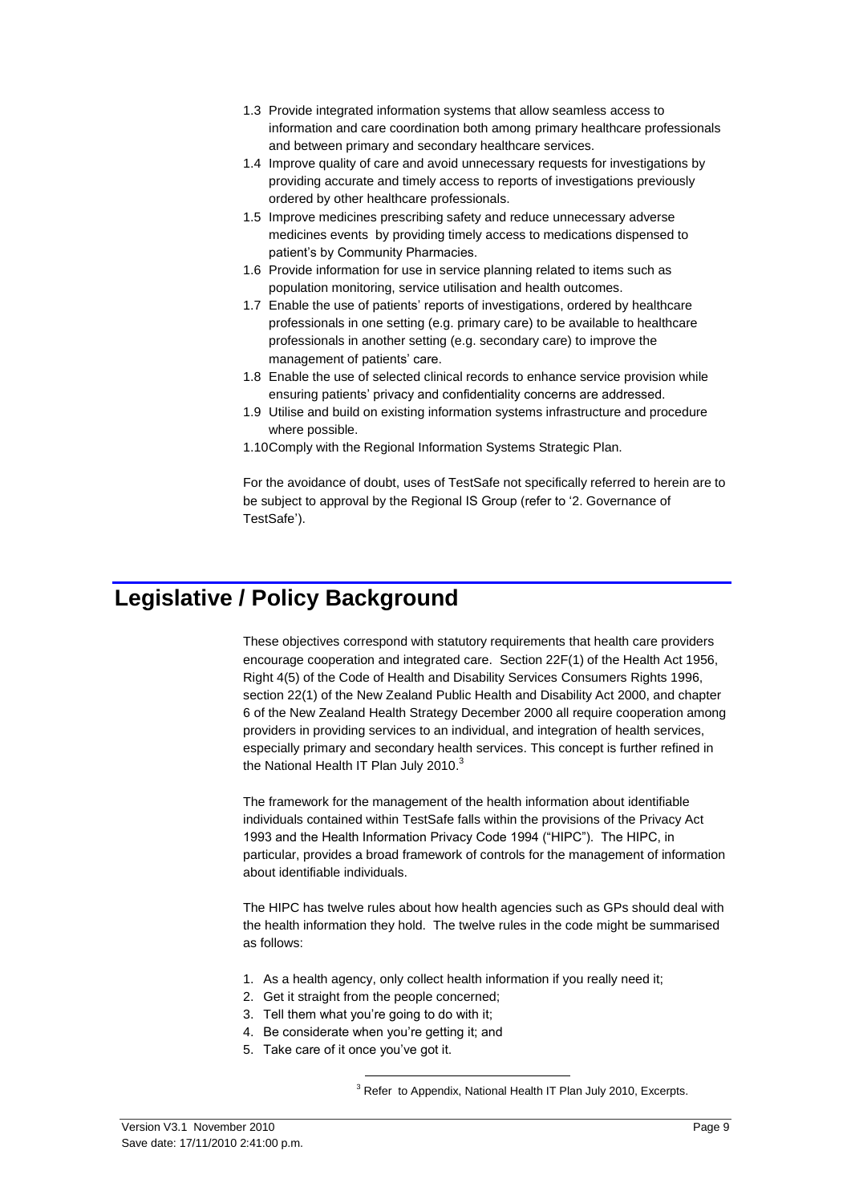1.3 Provide integrated information systems that allow seamless access to information and care coordination both among primary healthcare professionals and between primary and secondary healthcare services.

1.4 Improve quality of care and avoid unnecessary requests for investigations by providing accurate and timely access to reports of investigations previously ordered by other healthcare professionals.

1.5 Improve medicines prescribing safety and reduce unnecessary adverse medicines events by providing timely access to medications dispensed to patient's by Community Pharmacies.

1.6 Provide information for use in service planning related to items such as population monitoring, service utilisation and health outcomes.

1.7 Enable the use of patients' reports of investigations, ordered by healthcare professionals in one setting (e.g. primary care) to be available to healthcare professionals in another setting (e.g. secondary care) to improve the management of patients' care.

1.8 Enable the use of selected clinical records to enhance service provision while ensuring patients' privacy and confidentiality concerns are addressed.

1.9 Utilise and build on existing information systems infrastructure and procedure where possible.

1.10 Comply with the Regional Information Systems Strategic Plan.

For the avoidance of doubt, uses of TestSafe not specifically referred to herein are to be subject to approval by the Regional IS Group (refer to '2. Governance of TestSafe').

# Legislative / Policy Background

These objectives correspond with statutory requirements that health care providers encourage cooperation and integrated care. Section 22F(1) of the Health Act 1956, Right 4(5) of the Code of Health and Disability Services Consumers Rights 1996, section 22(1) of the New Zealand Public Health and Disability Act 2000, and chapter 6 of the New Zealand Health Strategy December 2000 all require cooperation among providers in providing services to an individual, and integration of health services, especially primary and secondary health services. This concept is further refined in the National Health IT Plan July 2010.[3]

The framework for the management of the health information about identifiable individuals contained within TestSafe falls within the provisions of the Privacy Act 1993 and the Health Information Privacy Code 1994 ("HIPC"). The HIPC, in particular, provides a broad framework of controls for the management of information about identifiable individuals.

The HIPC has twelve rules about how health agencies such as GPs should deal with the health information they hold. The twelve rules in the code might be summarised as follows:

1. As a health agency, only collect health information if you really need it;
2. Get it straight from the people concerned;
3. Tell them what you're going to do with it;
4. Be considerate when you're getting it; and
5. Take care of it once you've got it.

[3] Refer to Appendix, National Health IT Plan July 2010, Excerpts.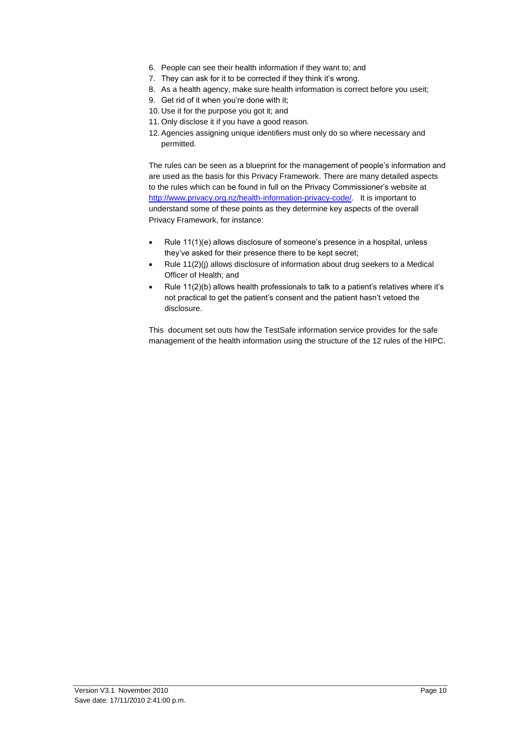6. People can see their health information if they want to; and
7. They can ask for it to be corrected if they think it's wrong.
8. As a health agency, make sure health information is correct before you useit;
9. Get rid of it when you're done with it;
10. Use it for the purpose you got it; and
11. Only disclose it if you have a good reason.
12. Agencies assigning unique identifiers must only do so where necessary and permitted.

The rules can be seen as a blueprint for the management of people's information and are used as the basis for this Privacy Framework. There are many detailed aspects to the rules which can be found in full on the Privacy Commissioner's website at http://www.privacy.org.nz/health-information-privacy-code/. It is important to understand some of these points as they determine key aspects of the overall Privacy Framework, for instance:

- Rule 11(1)(e) allows disclosure of someone's presence in a hospital, unless they've asked for their presence there to be kept secret;
- Rule 11(2)(j) allows disclosure of information about drug seekers to a Medical Officer of Health; and
- Rule 11(2)(b) allows health professionals to talk to a patient's relatives where it's not practical to get the patient's consent and the patient hasn't vetoed the disclosure.

This document set outs how the TestSafe information service provides for the safe management of the health information using the structure of the 12 rules of the HIPC.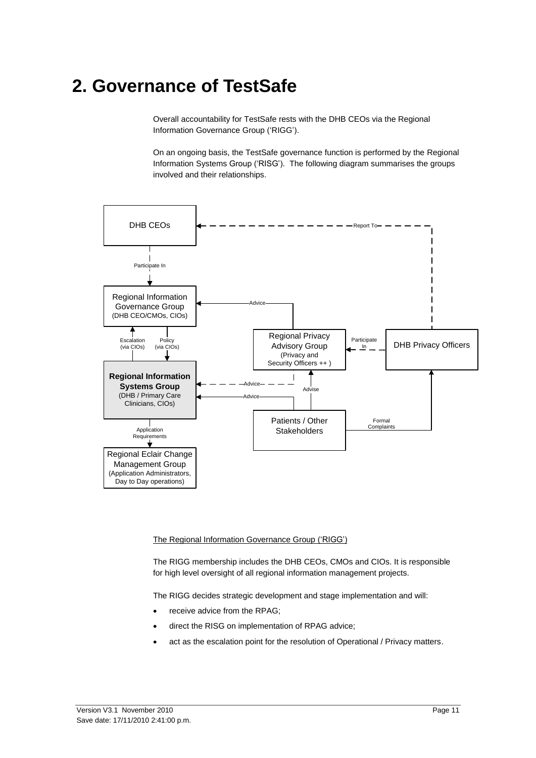# 2. Governance of TestSafe

Overall accountability for TestSafe rests with the DHB CEOs via the Regional Information Governance Group ('RIGG').

On an ongoing basis, the TestSafe governance function is performed by the Regional Information Systems Group ('RISG'). The following diagram summarises the groups involved and their relationships.

DHB CEOs

Participate In

Regional Information Governance Group (DHB CEO/CMOs, CIOs)

Escalation (via CIOs)

Policy (via CIOs)

**Regional Information Systems Group** (DHB / Primary Care Clinicians, CIOs)

Application Requirements

Regional Eclair Change Management Group (Application Administrators, Day to Day operations)

Regional Privacy Advisory Group (Privacy and Security Officers ++ )

DHB Privacy Officers

Patients / Other Stakeholders

Report To

Advice

Participate In

Advice

Advice

Advise

Formal Complaints

<u>The Regional Information Governance Group ('RIGG')</u>

The RIGG membership includes the DHB CEOs, CMOs and CIOs. It is responsible for high level oversight of all regional information management projects.

The RIGG decides strategic development and stage implementation and will:

- receive advice from the RPAG;
- direct the RISG on implementation of RPAG advice;
- act as the escalation point for the resolution of Operational / Privacy matters.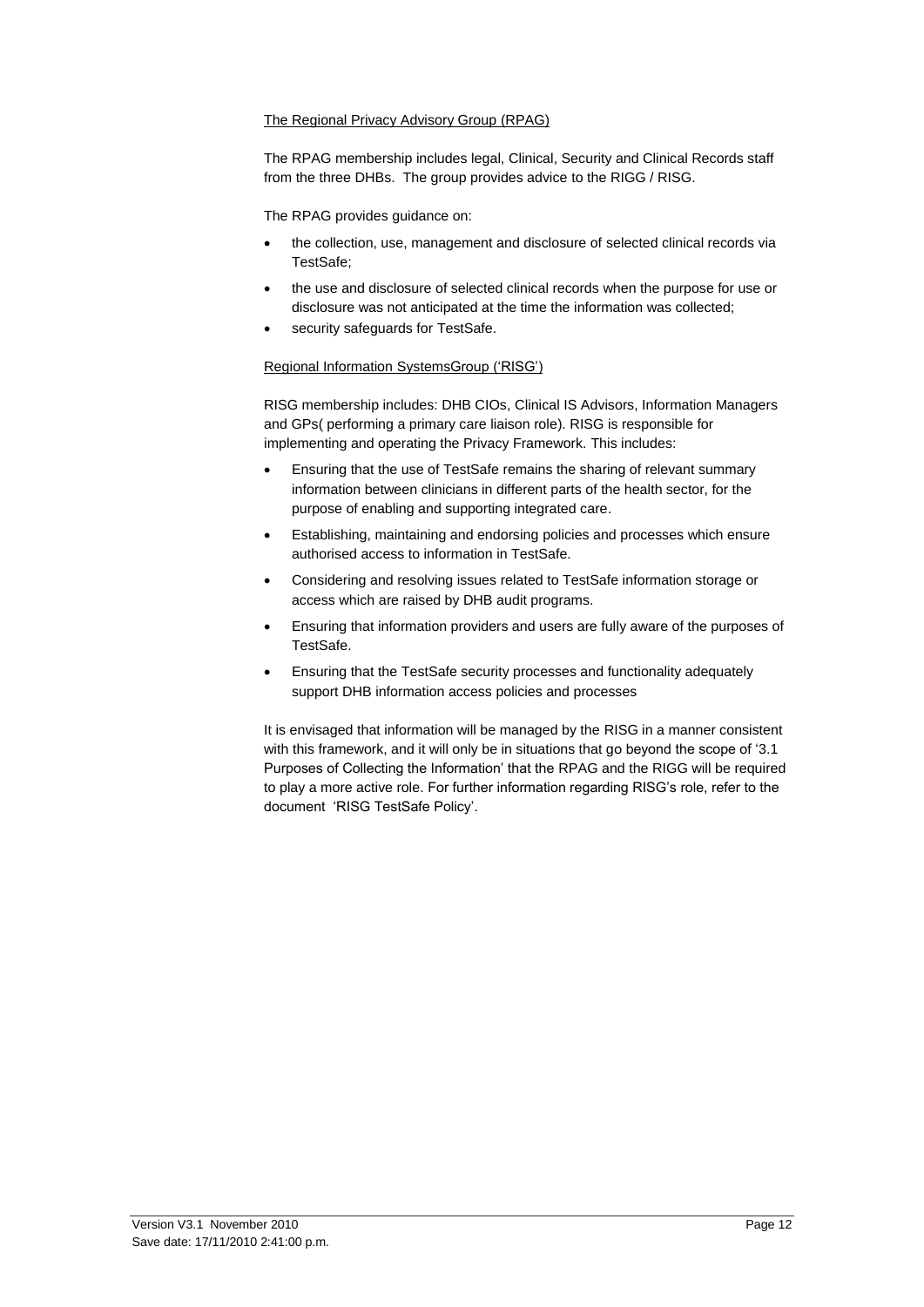The Regional Privacy Advisory Group (RPAG)

The RPAG membership includes legal, Clinical, Security and Clinical Records staff from the three DHBs. The group provides advice to the RIGG / RISG.

The RPAG provides guidance on:

- the collection, use, management and disclosure of selected clinical records via TestSafe;
- the use and disclosure of selected clinical records when the purpose for use or disclosure was not anticipated at the time the information was collected;
- security safeguards for TestSafe.

Regional Information SystemsGroup ('RISG')

RISG membership includes: DHB CIOs, Clinical IS Advisors, Information Managers and GPs( performing a primary care liaison role). RISG is responsible for implementing and operating the Privacy Framework. This includes:

- Ensuring that the use of TestSafe remains the sharing of relevant summary information between clinicians in different parts of the health sector, for the purpose of enabling and supporting integrated care.
- Establishing, maintaining and endorsing policies and processes which ensure authorised access to information in TestSafe.
- Considering and resolving issues related to TestSafe information storage or access which are raised by DHB audit programs.
- Ensuring that information providers and users are fully aware of the purposes of TestSafe.
- Ensuring that the TestSafe security processes and functionality adequately support DHB information access policies and processes

It is envisaged that information will be managed by the RISG in a manner consistent with this framework, and it will only be in situations that go beyond the scope of '3.1 Purposes of Collecting the Information' that the RPAG and the RIGG will be required to play a more active role. For further information regarding RISG's role, refer to the document 'RISG TestSafe Policy'.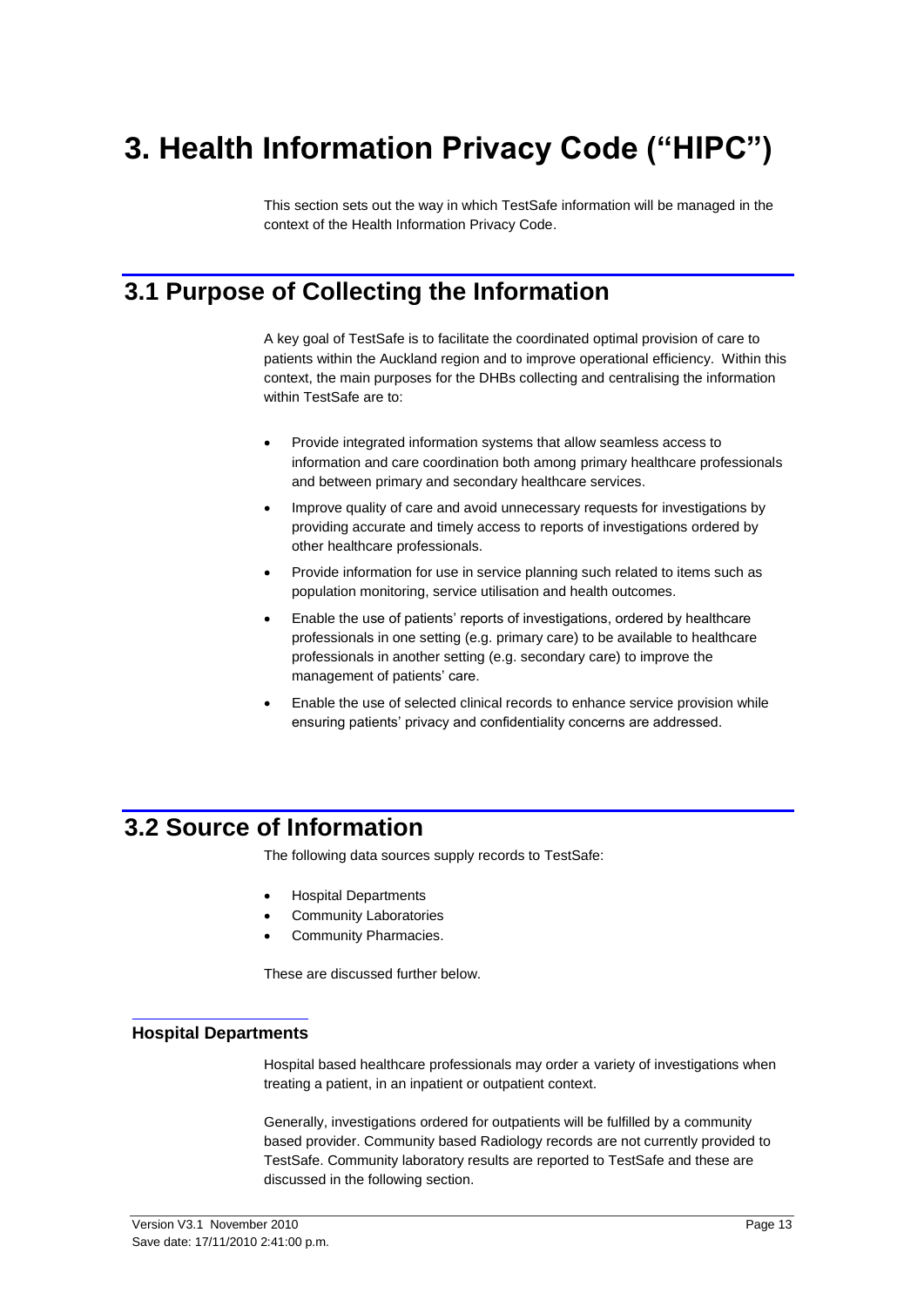# 3. Health Information Privacy Code ("HIPC")

This section sets out the way in which TestSafe information will be managed in the context of the Health Information Privacy Code.

## 3.1 Purpose of Collecting the Information

A key goal of TestSafe is to facilitate the coordinated optimal provision of care to patients within the Auckland region and to improve operational efficiency. Within this context, the main purposes for the DHBs collecting and centralising the information within TestSafe are to:

- Provide integrated information systems that allow seamless access to information and care coordination both among primary healthcare professionals and between primary and secondary healthcare services.
- Improve quality of care and avoid unnecessary requests for investigations by providing accurate and timely access to reports of investigations ordered by other healthcare professionals.
- Provide information for use in service planning such related to items such as population monitoring, service utilisation and health outcomes.
- Enable the use of patients' reports of investigations, ordered by healthcare professionals in one setting (e.g. primary care) to be available to healthcare professionals in another setting (e.g. secondary care) to improve the management of patients' care.
- Enable the use of selected clinical records to enhance service provision while ensuring patients' privacy and confidentiality concerns are addressed.

## 3.2 Source of Information

The following data sources supply records to TestSafe:

- Hospital Departments
- Community Laboratories
- Community Pharmacies.

These are discussed further below.

### Hospital Departments

Hospital based healthcare professionals may order a variety of investigations when treating a patient, in an inpatient or outpatient context.

Generally, investigations ordered for outpatients will be fulfilled by a community based provider. Community based Radiology records are not currently provided to TestSafe. Community laboratory results are reported to TestSafe and these are discussed in the following section.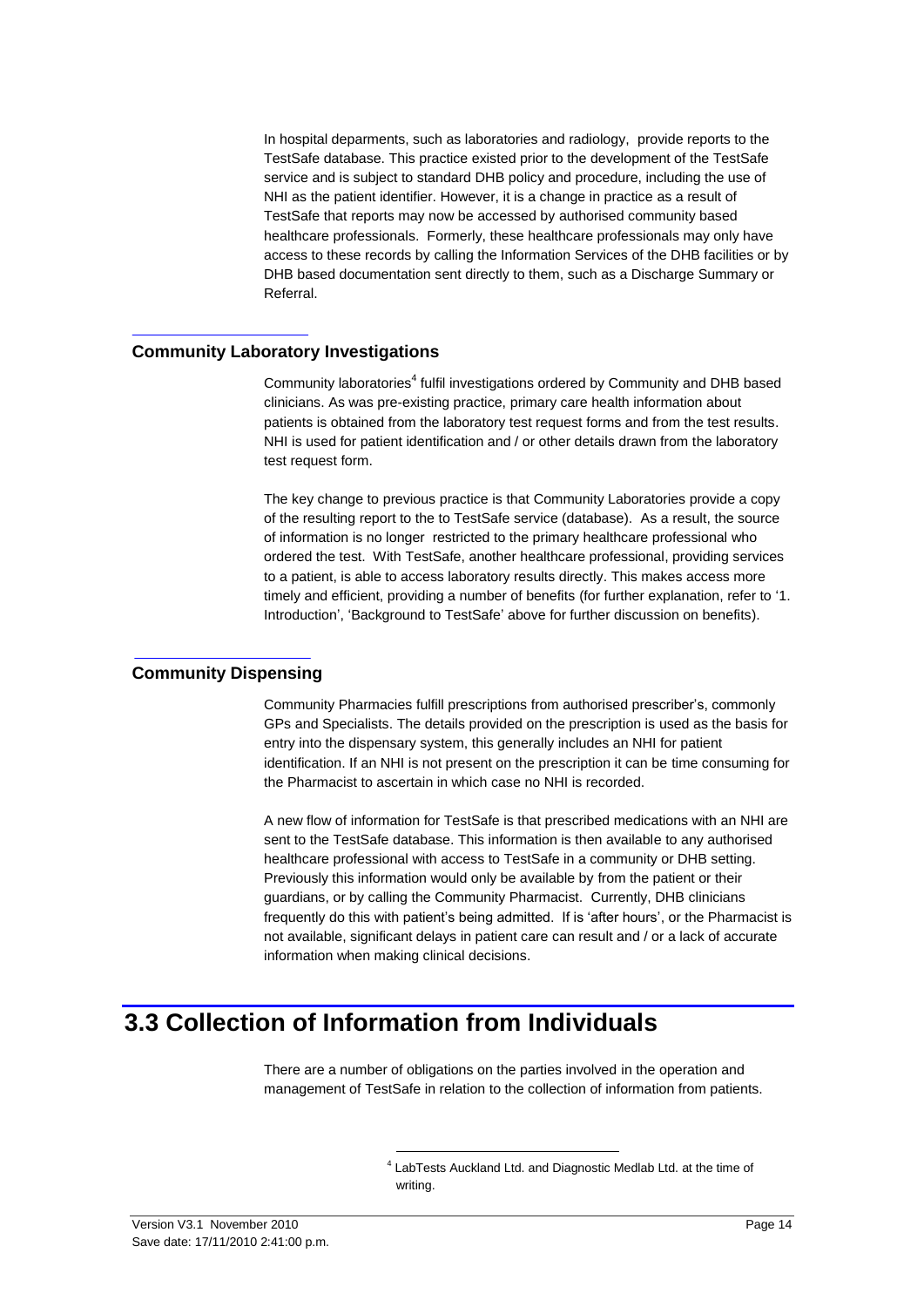In hospital deparments, such as laboratories and radiology, provide reports to the TestSafe database. This practice existed prior to the development of the TestSafe service and is subject to standard DHB policy and procedure, including the use of NHI as the patient identifier. However, it is a change in practice as a result of TestSafe that reports may now be accessed by authorised community based healthcare professionals. Formerly, these healthcare professionals may only have access to these records by calling the Information Services of the DHB facilities or by DHB based documentation sent directly to them, such as a Discharge Summary or Referral.

### Community Laboratory Investigations

Community laboratories[4] fulfil investigations ordered by Community and DHB based clinicians. As was pre-existing practice, primary care health information about patients is obtained from the laboratory test request forms and from the test results. NHI is used for patient identification and / or other details drawn from the laboratory test request form.

The key change to previous practice is that Community Laboratories provide a copy of the resulting report to the to TestSafe service (database). As a result, the source of information is no longer restricted to the primary healthcare professional who ordered the test. With TestSafe, another healthcare professional, providing services to a patient, is able to access laboratory results directly. This makes access more timely and efficient, providing a number of benefits (for further explanation, refer to '1. Introduction', 'Background to TestSafe' above for further discussion on benefits).

### Community Dispensing

Community Pharmacies fulfill prescriptions from authorised prescriber's, commonly GPs and Specialists. The details provided on the prescription is used as the basis for entry into the dispensary system, this generally includes an NHI for patient identification. If an NHI is not present on the prescription it can be time consuming for the Pharmacist to ascertain in which case no NHI is recorded.

A new flow of information for TestSafe is that prescribed medications with an NHI are sent to the TestSafe database. This information is then available to any authorised healthcare professional with access to TestSafe in a community or DHB setting. Previously this information would only be available by from the patient or their guardians, or by calling the Community Pharmacist. Currently, DHB clinicians frequently do this with patient's being admitted. If is 'after hours', or the Pharmacist is not available, significant delays in patient care can result and / or a lack of accurate information when making clinical decisions.

## 3.3 Collection of Information from Individuals

There are a number of obligations on the parties involved in the operation and management of TestSafe in relation to the collection of information from patients.

[4] LabTests Auckland Ltd. and Diagnostic Medlab Ltd. at the time of writing.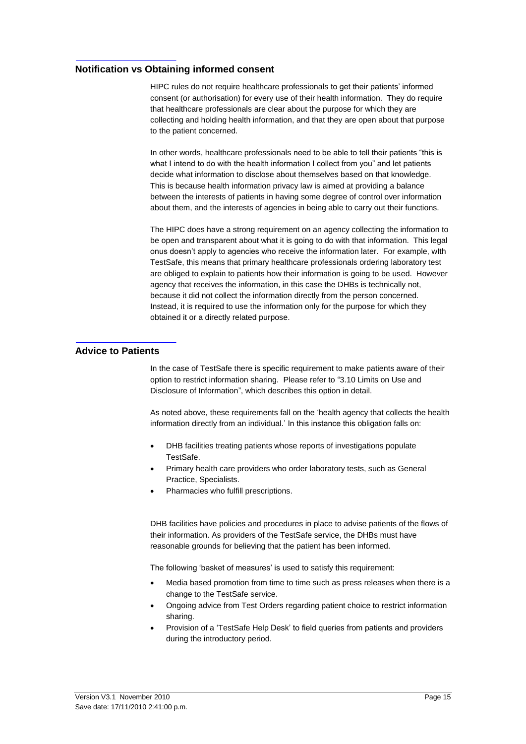## Notification vs Obtaining informed consent

HIPC rules do not require healthcare professionals to get their patients' informed consent (or authorisation) for every use of their health information. They do require that healthcare professionals are clear about the purpose for which they are collecting and holding health information, and that they are open about that purpose to the patient concerned.

In other words, healthcare professionals need to be able to tell their patients "this is what I intend to do with the health information I collect from you" and let patients decide what information to disclose about themselves based on that knowledge. This is because health information privacy law is aimed at providing a balance between the interests of patients in having some degree of control over information about them, and the interests of agencies in being able to carry out their functions.

The HIPC does have a strong requirement on an agency collecting the information to be open and transparent about what it is going to do with that information. This legal onus doesn't apply to agencies who receive the information later. For example, wIth TestSafe, this means that primary healthcare professionals ordering laboratory test are obliged to explain to patients how their information is going to be used. However agency that receives the information, in this case the DHBs is technically not, because it did not collect the information directly from the person concerned. Instead, it is required to use the information only for the purpose for which they obtained it or a directly related purpose.

## Advice to Patients

In the case of TestSafe there is specific requirement to make patients aware of their option to restrict information sharing. Please refer to "3.10 Limits on Use and Disclosure of Information", which describes this option in detail.

As noted above, these requirements fall on the 'health agency that collects the health information directly from an individual.' In this instance this obligation falls on:

- DHB facilities treating patients whose reports of investigations populate TestSafe.
- Primary health care providers who order laboratory tests, such as General Practice, Specialists.
- Pharmacies who fulfill prescriptions.

DHB facilities have policies and procedures in place to advise patients of the flows of their information. As providers of the TestSafe service, the DHBs must have reasonable grounds for believing that the patient has been informed.

The following 'basket of measures' is used to satisfy this requirement:

- Media based promotion from time to time such as press releases when there is a change to the TestSafe service.
- Ongoing advice from Test Orders regarding patient choice to restrict information sharing.
- Provision of a 'TestSafe Help Desk' to field queries from patients and providers during the introductory period.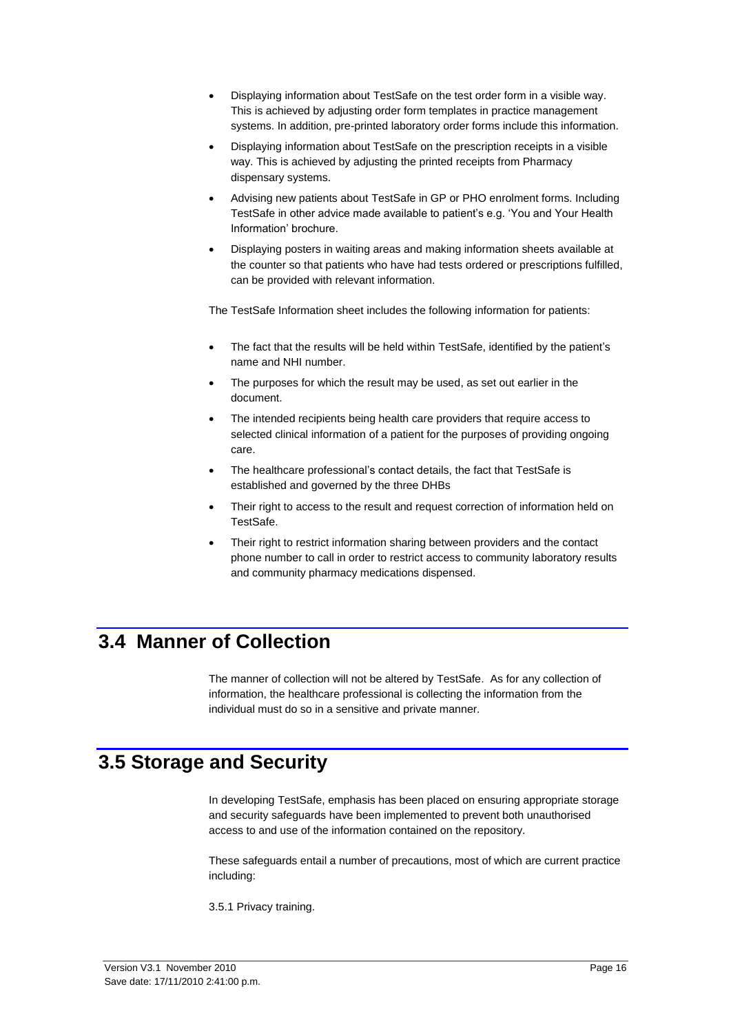- Displaying information about TestSafe on the test order form in a visible way. This is achieved by adjusting order form templates in practice management systems. In addition, pre-printed laboratory order forms include this information.
- Displaying information about TestSafe on the prescription receipts in a visible way. This is achieved by adjusting the printed receipts from Pharmacy dispensary systems.
- Advising new patients about TestSafe in GP or PHO enrolment forms. Including TestSafe in other advice made available to patient's e.g. 'You and Your Health Information' brochure.
- Displaying posters in waiting areas and making information sheets available at the counter so that patients who have had tests ordered or prescriptions fulfilled, can be provided with relevant information.

The TestSafe Information sheet includes the following information for patients:

- The fact that the results will be held within TestSafe, identified by the patient's name and NHI number.
- The purposes for which the result may be used, as set out earlier in the document.
- The intended recipients being health care providers that require access to selected clinical information of a patient for the purposes of providing ongoing care.
- The healthcare professional's contact details, the fact that TestSafe is established and governed by the three DHBs
- Their right to access to the result and request correction of information held on TestSafe.
- Their right to restrict information sharing between providers and the contact phone number to call in order to restrict access to community laboratory results and community pharmacy medications dispensed.

## 3.4 Manner of Collection

The manner of collection will not be altered by TestSafe. As for any collection of information, the healthcare professional is collecting the information from the individual must do so in a sensitive and private manner.

## 3.5 Storage and Security

In developing TestSafe, emphasis has been placed on ensuring appropriate storage and security safeguards have been implemented to prevent both unauthorised access to and use of the information contained on the repository.

These safeguards entail a number of precautions, most of which are current practice including:

3.5.1 Privacy training.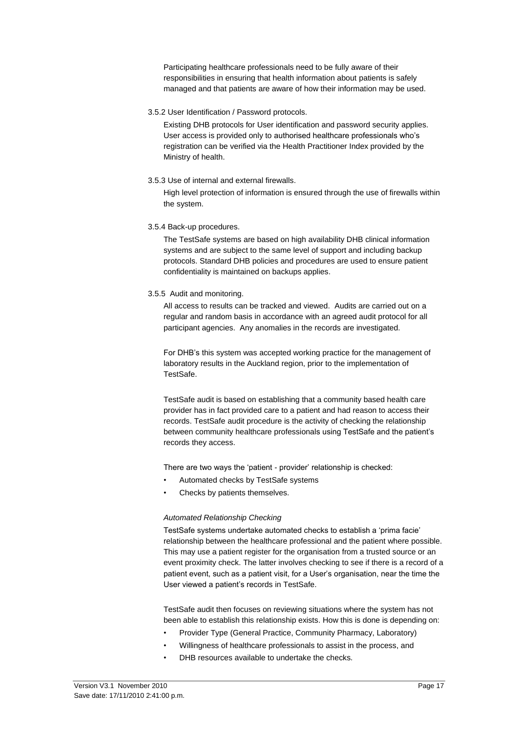Participating healthcare professionals need to be fully aware of their responsibilities in ensuring that health information about patients is safely managed and that patients are aware of how their information may be used.

3.5.2 User Identification / Password protocols.

Existing DHB protocols for User identification and password security applies. User access is provided only to authorised healthcare professionals who's registration can be verified via the Health Practitioner Index provided by the Ministry of health.

3.5.3 Use of internal and external firewalls.

High level protection of information is ensured through the use of firewalls within the system.

3.5.4 Back-up procedures.

The TestSafe systems are based on high availability DHB clinical information systems and are subject to the same level of support and including backup protocols. Standard DHB policies and procedures are used to ensure patient confidentiality is maintained on backups applies.

3.5.5 Audit and monitoring.

All access to results can be tracked and viewed. Audits are carried out on a regular and random basis in accordance with an agreed audit protocol for all participant agencies. Any anomalies in the records are investigated.

For DHB's this system was accepted working practice for the management of laboratory results in the Auckland region, prior to the implementation of TestSafe.

TestSafe audit is based on establishing that a community based health care provider has in fact provided care to a patient and had reason to access their records. TestSafe audit procedure is the activity of checking the relationship between community healthcare professionals using TestSafe and the patient's records they access.

There are two ways the 'patient - provider' relationship is checked:

- Automated checks by TestSafe systems
- Checks by patients themselves.

*Automated Relationship Checking*

TestSafe systems undertake automated checks to establish a 'prima facie' relationship between the healthcare professional and the patient where possible. This may use a patient register for the organisation from a trusted source or an event proximity check. The latter involves checking to see if there is a record of a patient event, such as a patient visit, for a User's organisation, near the time the User viewed a patient's records in TestSafe.

TestSafe audit then focuses on reviewing situations where the system has not been able to establish this relationship exists. How this is done is depending on:

- Provider Type (General Practice, Community Pharmacy, Laboratory)
- Willingness of healthcare professionals to assist in the process, and
- DHB resources available to undertake the checks.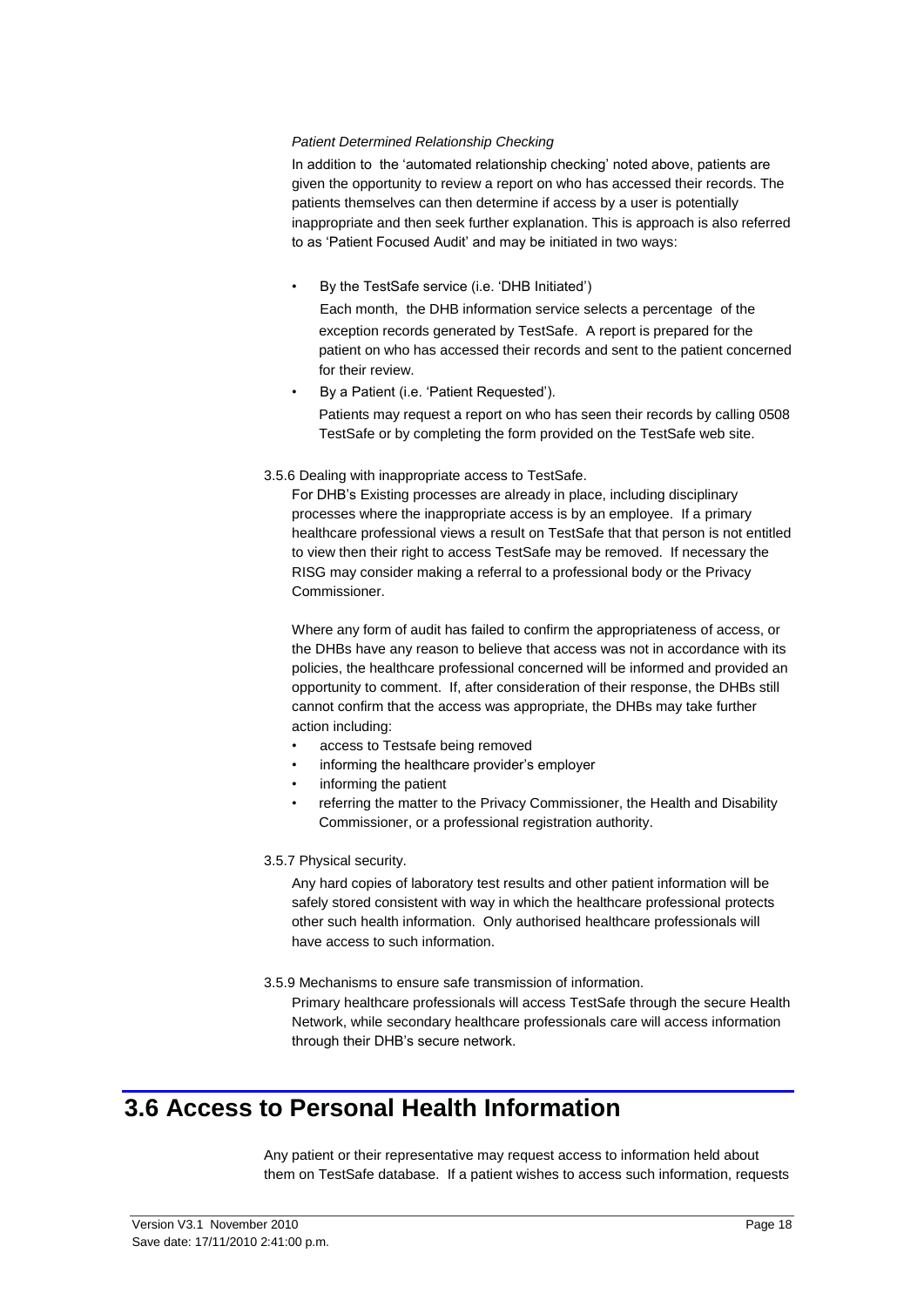*Patient Determined Relationship Checking*

In addition to the 'automated relationship checking' noted above, patients are given the opportunity to review a report on who has accessed their records. The patients themselves can then determine if access by a user is potentially inappropriate and then seek further explanation. This is approach is also referred to as 'Patient Focused Audit' and may be initiated in two ways:

- By the TestSafe service (i.e. 'DHB Initiated')

  Each month, the DHB information service selects a percentage of the exception records generated by TestSafe. A report is prepared for the patient on who has accessed their records and sent to the patient concerned for their review.

- By a Patient (i.e. 'Patient Requested').

  Patients may request a report on who has seen their records by calling 0508 TestSafe or by completing the form provided on the TestSafe web site.

3.5.6 Dealing with inappropriate access to TestSafe.

For DHB's Existing processes are already in place, including disciplinary processes where the inappropriate access is by an employee. If a primary healthcare professional views a result on TestSafe that that person is not entitled to view then their right to access TestSafe may be removed. If necessary the RISG may consider making a referral to a professional body or the Privacy Commissioner.

Where any form of audit has failed to confirm the appropriateness of access, or the DHBs have any reason to believe that access was not in accordance with its policies, the healthcare professional concerned will be informed and provided an opportunity to comment. If, after consideration of their response, the DHBs still cannot confirm that the access was appropriate, the DHBs may take further action including:

- access to Testsafe being removed
- informing the healthcare provider's employer
- informing the patient
- referring the matter to the Privacy Commissioner, the Health and Disability Commissioner, or a professional registration authority.

3.5.7 Physical security.

Any hard copies of laboratory test results and other patient information will be safely stored consistent with way in which the healthcare professional protects other such health information. Only authorised healthcare professionals will have access to such information.

3.5.9 Mechanisms to ensure safe transmission of information.

Primary healthcare professionals will access TestSafe through the secure Health Network, while secondary healthcare professionals care will access information through their DHB's secure network.

# 3.6 Access to Personal Health Information

Any patient or their representative may request access to information held about them on TestSafe database. If a patient wishes to access such information, requests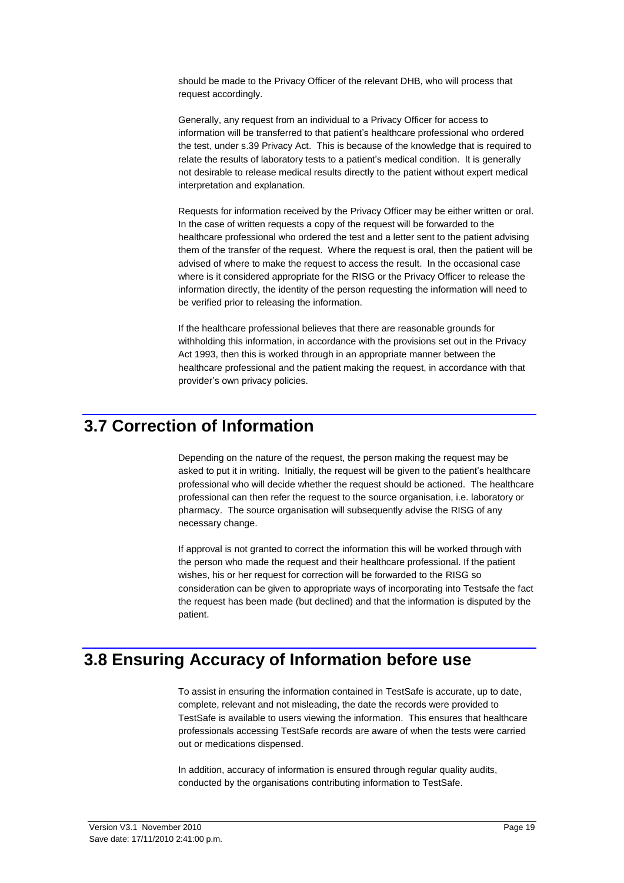should be made to the Privacy Officer of the relevant DHB, who will process that request accordingly.

Generally, any request from an individual to a Privacy Officer for access to information will be transferred to that patient's healthcare professional who ordered the test, under s.39 Privacy Act. This is because of the knowledge that is required to relate the results of laboratory tests to a patient's medical condition. It is generally not desirable to release medical results directly to the patient without expert medical interpretation and explanation.

Requests for information received by the Privacy Officer may be either written or oral. In the case of written requests a copy of the request will be forwarded to the healthcare professional who ordered the test and a letter sent to the patient advising them of the transfer of the request. Where the request is oral, then the patient will be advised of where to make the request to access the result. In the occasional case where is it considered appropriate for the RISG or the Privacy Officer to release the information directly, the identity of the person requesting the information will need to be verified prior to releasing the information.

If the healthcare professional believes that there are reasonable grounds for withholding this information, in accordance with the provisions set out in the Privacy Act 1993, then this is worked through in an appropriate manner between the healthcare professional and the patient making the request, in accordance with that provider's own privacy policies.

## 3.7 Correction of Information

Depending on the nature of the request, the person making the request may be asked to put it in writing. Initially, the request will be given to the patient's healthcare professional who will decide whether the request should be actioned. The healthcare professional can then refer the request to the source organisation, i.e. laboratory or pharmacy. The source organisation will subsequently advise the RISG of any necessary change.

If approval is not granted to correct the information this will be worked through with the person who made the request and their healthcare professional. If the patient wishes, his or her request for correction will be forwarded to the RISG so consideration can be given to appropriate ways of incorporating into Testsafe the fact the request has been made (but declined) and that the information is disputed by the patient.

## 3.8 Ensuring Accuracy of Information before use

To assist in ensuring the information contained in TestSafe is accurate, up to date, complete, relevant and not misleading, the date the records were provided to TestSafe is available to users viewing the information. This ensures that healthcare professionals accessing TestSafe records are aware of when the tests were carried out or medications dispensed.

In addition, accuracy of information is ensured through regular quality audits, conducted by the organisations contributing information to TestSafe.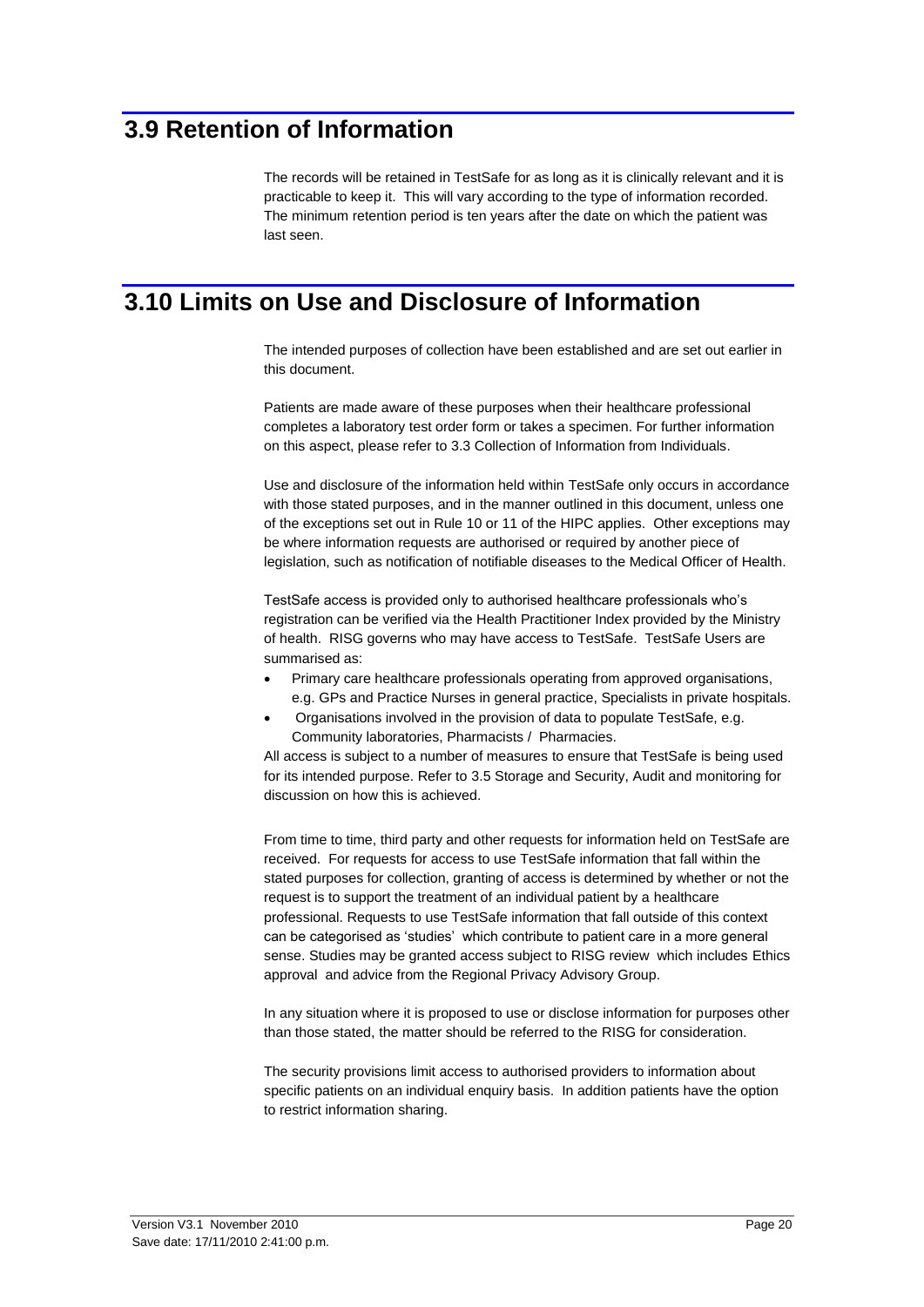## 3.9 Retention of Information

The records will be retained in TestSafe for as long as it is clinically relevant and it is practicable to keep it. This will vary according to the type of information recorded. The minimum retention period is ten years after the date on which the patient was last seen.

## 3.10 Limits on Use and Disclosure of Information

The intended purposes of collection have been established and are set out earlier in this document.

Patients are made aware of these purposes when their healthcare professional completes a laboratory test order form or takes a specimen. For further information on this aspect, please refer to 3.3 Collection of Information from Individuals.

Use and disclosure of the information held within TestSafe only occurs in accordance with those stated purposes, and in the manner outlined in this document, unless one of the exceptions set out in Rule 10 or 11 of the HIPC applies. Other exceptions may be where information requests are authorised or required by another piece of legislation, such as notification of notifiable diseases to the Medical Officer of Health.

TestSafe access is provided only to authorised healthcare professionals who's registration can be verified via the Health Practitioner Index provided by the Ministry of health. RISG governs who may have access to TestSafe. TestSafe Users are summarised as:

- Primary care healthcare professionals operating from approved organisations, e.g. GPs and Practice Nurses in general practice, Specialists in private hospitals.
- Organisations involved in the provision of data to populate TestSafe, e.g. Community laboratories, Pharmacists / Pharmacies.

All access is subject to a number of measures to ensure that TestSafe is being used for its intended purpose. Refer to 3.5 Storage and Security, Audit and monitoring for discussion on how this is achieved.

From time to time, third party and other requests for information held on TestSafe are received. For requests for access to use TestSafe information that fall within the stated purposes for collection, granting of access is determined by whether or not the request is to support the treatment of an individual patient by a healthcare professional. Requests to use TestSafe information that fall outside of this context can be categorised as 'studies' which contribute to patient care in a more general sense. Studies may be granted access subject to RISG review which includes Ethics approval and advice from the Regional Privacy Advisory Group.

In any situation where it is proposed to use or disclose information for purposes other than those stated, the matter should be referred to the RISG for consideration.

The security provisions limit access to authorised providers to information about specific patients on an individual enquiry basis. In addition patients have the option to restrict information sharing.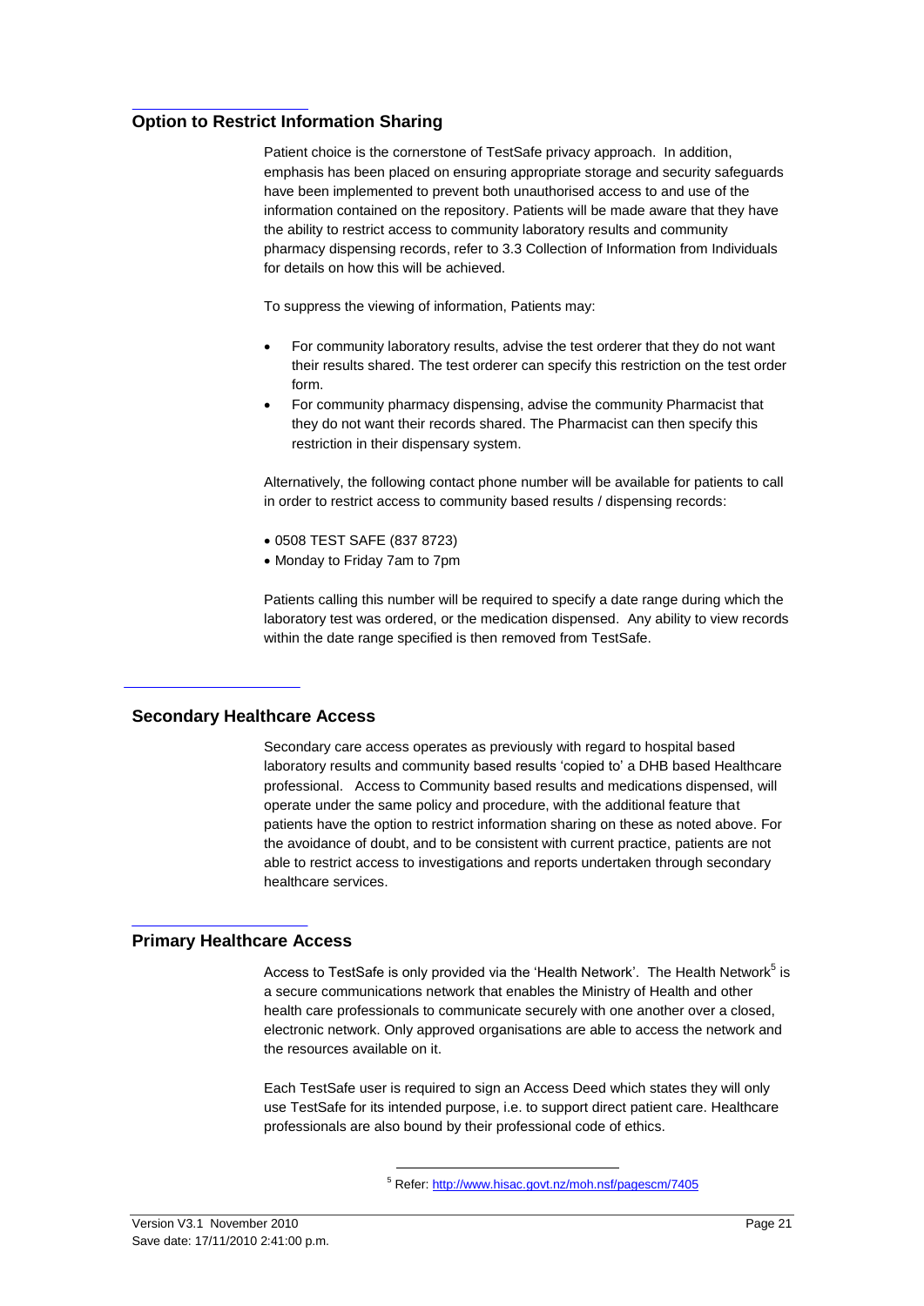## Option to Restrict Information Sharing

Patient choice is the cornerstone of TestSafe privacy approach. In addition, emphasis has been placed on ensuring appropriate storage and security safeguards have been implemented to prevent both unauthorised access to and use of the information contained on the repository. Patients will be made aware that they have the ability to restrict access to community laboratory results and community pharmacy dispensing records, refer to 3.3 Collection of Information from Individuals for details on how this will be achieved.

To suppress the viewing of information, Patients may:

- For community laboratory results, advise the test orderer that they do not want their results shared. The test orderer can specify this restriction on the test order form.
- For community pharmacy dispensing, advise the community Pharmacist that they do not want their records shared. The Pharmacist can then specify this restriction in their dispensary system.

Alternatively, the following contact phone number will be available for patients to call in order to restrict access to community based results / dispensing records:

- 0508 TEST SAFE (837 8723)
- Monday to Friday 7am to 7pm

Patients calling this number will be required to specify a date range during which the laboratory test was ordered, or the medication dispensed. Any ability to view records within the date range specified is then removed from TestSafe.

## Secondary Healthcare Access

Secondary care access operates as previously with regard to hospital based laboratory results and community based results 'copied to' a DHB based Healthcare professional. Access to Community based results and medications dispensed, will operate under the same policy and procedure, with the additional feature that patients have the option to restrict information sharing on these as noted above. For the avoidance of doubt, and to be consistent with current practice, patients are not able to restrict access to investigations and reports undertaken through secondary healthcare services.

## Primary Healthcare Access

Access to TestSafe is only provided via the 'Health Network'. The Health Network[5] is a secure communications network that enables the Ministry of Health and other health care professionals to communicate securely with one another over a closed, electronic network. Only approved organisations are able to access the network and the resources available on it.

Each TestSafe user is required to sign an Access Deed which states they will only use TestSafe for its intended purpose, i.e. to support direct patient care. Healthcare professionals are also bound by their professional code of ethics.

[5] Refer: http://www.hisac.govt.nz/moh.nsf/pagescm/7405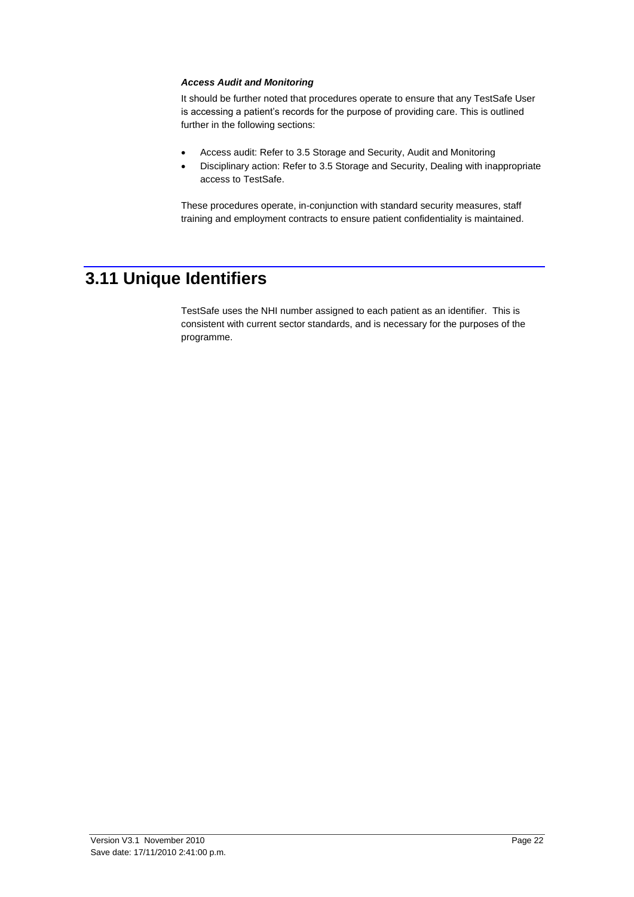***Access Audit and Monitoring***

It should be further noted that procedures operate to ensure that any TestSafe User is accessing a patient's records for the purpose of providing care. This is outlined further in the following sections:

- Access audit: Refer to 3.5 Storage and Security, Audit and Monitoring
- Disciplinary action: Refer to 3.5 Storage and Security, Dealing with inappropriate access to TestSafe.

These procedures operate, in-conjunction with standard security measures, staff training and employment contracts to ensure patient confidentiality is maintained.

## 3.11 Unique Identifiers

TestSafe uses the NHI number assigned to each patient as an identifier. This is consistent with current sector standards, and is necessary for the purposes of the programme.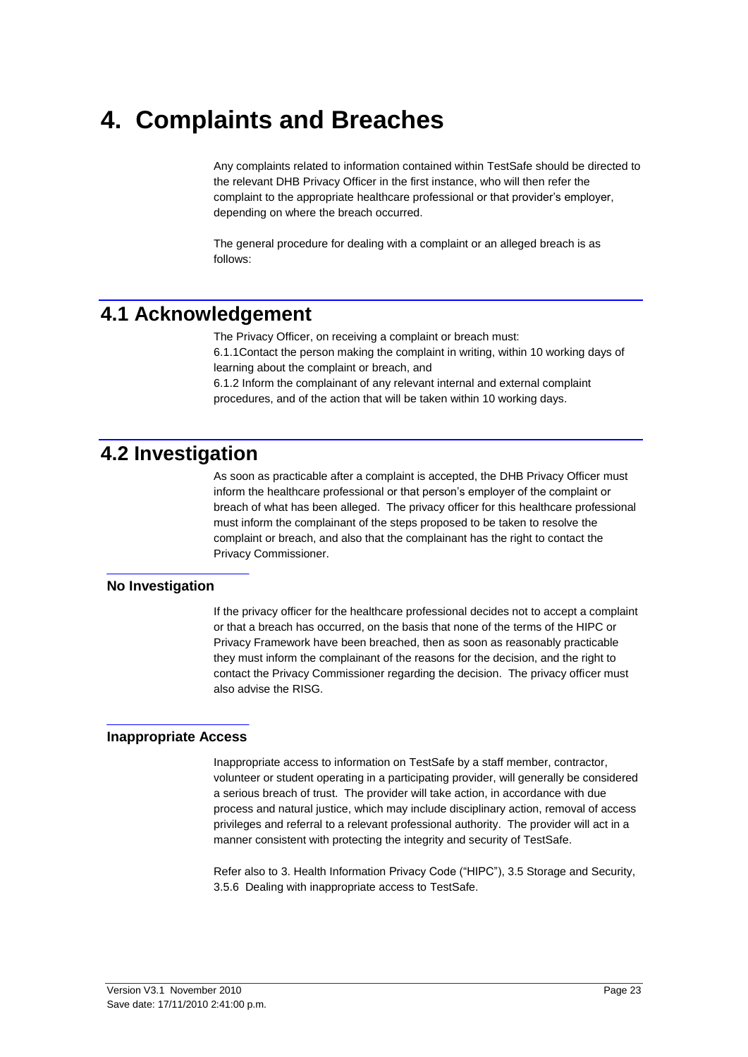# 4. Complaints and Breaches

Any complaints related to information contained within TestSafe should be directed to the relevant DHB Privacy Officer in the first instance, who will then refer the complaint to the appropriate healthcare professional or that provider's employer, depending on where the breach occurred.

The general procedure for dealing with a complaint or an alleged breach is as follows:

## 4.1 Acknowledgement

The Privacy Officer, on receiving a complaint or breach must:

6.1.1Contact the person making the complaint in writing, within 10 working days of learning about the complaint or breach, and

6.1.2 Inform the complainant of any relevant internal and external complaint procedures, and of the action that will be taken within 10 working days.

## 4.2 Investigation

As soon as practicable after a complaint is accepted, the DHB Privacy Officer must inform the healthcare professional or that person's employer of the complaint or breach of what has been alleged. The privacy officer for this healthcare professional must inform the complainant of the steps proposed to be taken to resolve the complaint or breach, and also that the complainant has the right to contact the Privacy Commissioner.

### No Investigation

If the privacy officer for the healthcare professional decides not to accept a complaint or that a breach has occurred, on the basis that none of the terms of the HIPC or Privacy Framework have been breached, then as soon as reasonably practicable they must inform the complainant of the reasons for the decision, and the right to contact the Privacy Commissioner regarding the decision. The privacy officer must also advise the RISG.

### Inappropriate Access

Inappropriate access to information on TestSafe by a staff member, contractor, volunteer or student operating in a participating provider, will generally be considered a serious breach of trust. The provider will take action, in accordance with due process and natural justice, which may include disciplinary action, removal of access privileges and referral to a relevant professional authority. The provider will act in a manner consistent with protecting the integrity and security of TestSafe.

Refer also to 3. Health Information Privacy Code ("HIPC"), 3.5 Storage and Security, 3.5.6 Dealing with inappropriate access to TestSafe.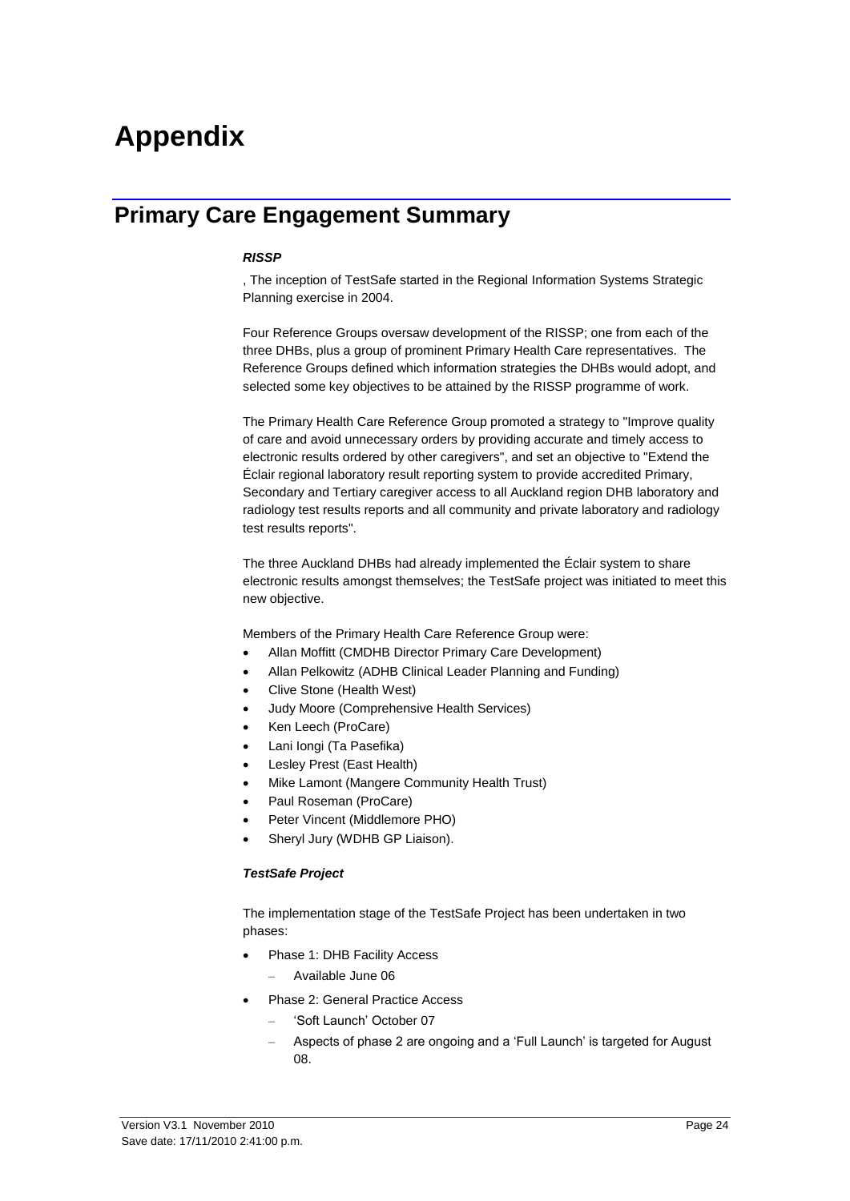# Appendix

## Primary Care Engagement Summary

***RISSP***

, The inception of TestSafe started in the Regional Information Systems Strategic Planning exercise in 2004.

Four Reference Groups oversaw development of the RISSP; one from each of the three DHBs, plus a group of prominent Primary Health Care representatives. The Reference Groups defined which information strategies the DHBs would adopt, and selected some key objectives to be attained by the RISSP programme of work.

The Primary Health Care Reference Group promoted a strategy to "Improve quality of care and avoid unnecessary orders by providing accurate and timely access to electronic results ordered by other caregivers", and set an objective to "Extend the Éclair regional laboratory result reporting system to provide accredited Primary, Secondary and Tertiary caregiver access to all Auckland region DHB laboratory and radiology test results reports and all community and private laboratory and radiology test results reports".

The three Auckland DHBs had already implemented the Éclair system to share electronic results amongst themselves; the TestSafe project was initiated to meet this new objective.

Members of the Primary Health Care Reference Group were:

- Allan Moffitt (CMDHB Director Primary Care Development)
- Allan Pelkowitz (ADHB Clinical Leader Planning and Funding)
- Clive Stone (Health West)
- Judy Moore (Comprehensive Health Services)
- Ken Leech (ProCare)
- Lani Iongi (Ta Pasefika)
- Lesley Prest (East Health)
- Mike Lamont (Mangere Community Health Trust)
- Paul Roseman (ProCare)
- Peter Vincent (Middlemore PHO)
- Sheryl Jury (WDHB GP Liaison).

***TestSafe Project***

The implementation stage of the TestSafe Project has been undertaken in two phases:

- Phase 1: DHB Facility Access
  - Available June 06
- Phase 2: General Practice Access
  - 'Soft Launch' October 07
  - Aspects of phase 2 are ongoing and a 'Full Launch' is targeted for August 08.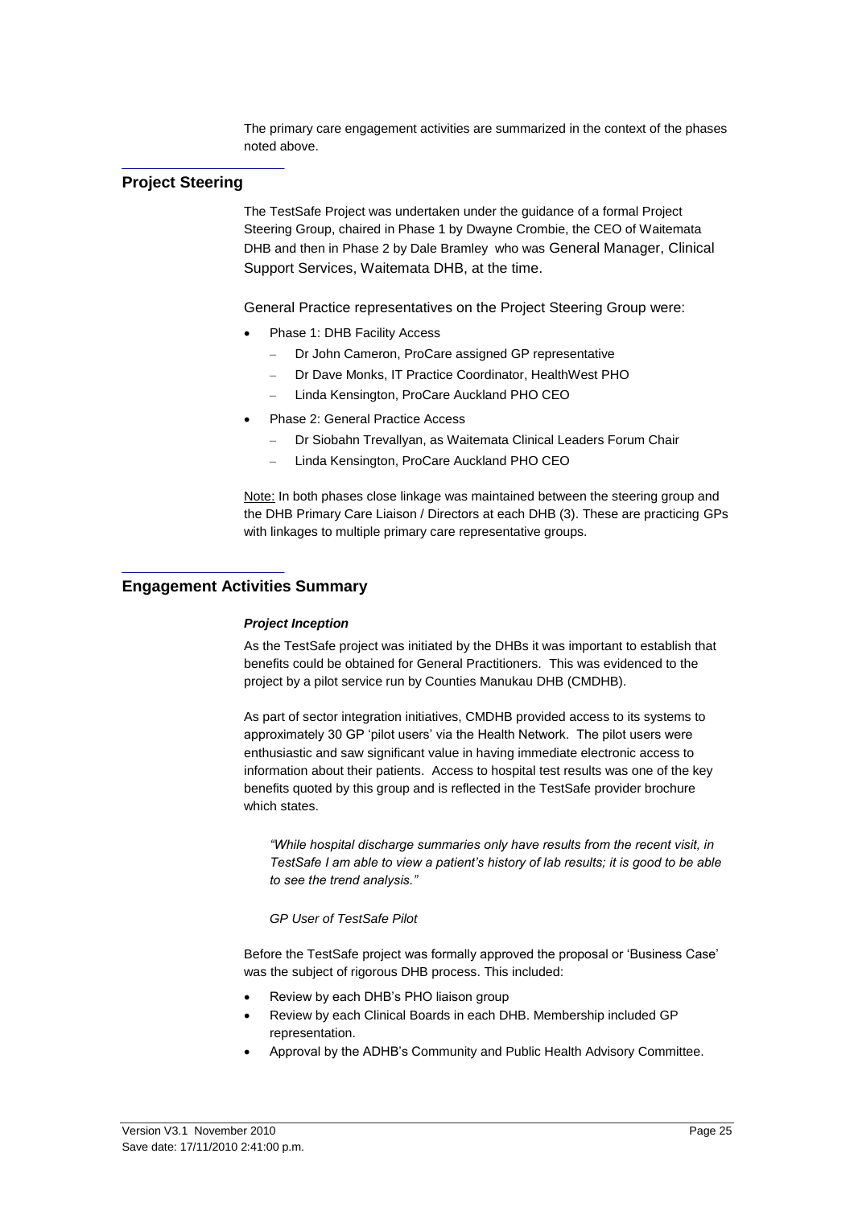The primary care engagement activities are summarized in the context of the phases noted above.

## Project Steering

The TestSafe Project was undertaken under the guidance of a formal Project Steering Group, chaired in Phase 1 by Dwayne Crombie, the CEO of Waitemata DHB and then in Phase 2 by Dale Bramley who was General Manager, Clinical Support Services, Waitemata DHB, at the time.

General Practice representatives on the Project Steering Group were:

- Phase 1: DHB Facility Access
  - Dr John Cameron, ProCare assigned GP representative
  - Dr Dave Monks, IT Practice Coordinator, HealthWest PHO
  - Linda Kensington, ProCare Auckland PHO CEO
- Phase 2: General Practice Access
  - Dr Siobahn Trevallyan, as Waitemata Clinical Leaders Forum Chair
  - Linda Kensington, ProCare Auckland PHO CEO

Note: In both phases close linkage was maintained between the steering group and the DHB Primary Care Liaison / Directors at each DHB (3). These are practicing GPs with linkages to multiple primary care representative groups.

## Engagement Activities Summary

***Project Inception***

As the TestSafe project was initiated by the DHBs it was important to establish that benefits could be obtained for General Practitioners. This was evidenced to the project by a pilot service run by Counties Manukau DHB (CMDHB).

As part of sector integration initiatives, CMDHB provided access to its systems to approximately 30 GP 'pilot users' via the Health Network. The pilot users were enthusiastic and saw significant value in having immediate electronic access to information about their patients. Access to hospital test results was one of the key benefits quoted by this group and is reflected in the TestSafe provider brochure which states.

> *"While hospital discharge summaries only have results from the recent visit, in TestSafe I am able to view a patient's history of lab results; it is good to be able to see the trend analysis."*
>
> *GP User of TestSafe Pilot*

Before the TestSafe project was formally approved the proposal or 'Business Case' was the subject of rigorous DHB process. This included:

- Review by each DHB's PHO liaison group
- Review by each Clinical Boards in each DHB. Membership included GP representation.
- Approval by the ADHB's Community and Public Health Advisory Committee.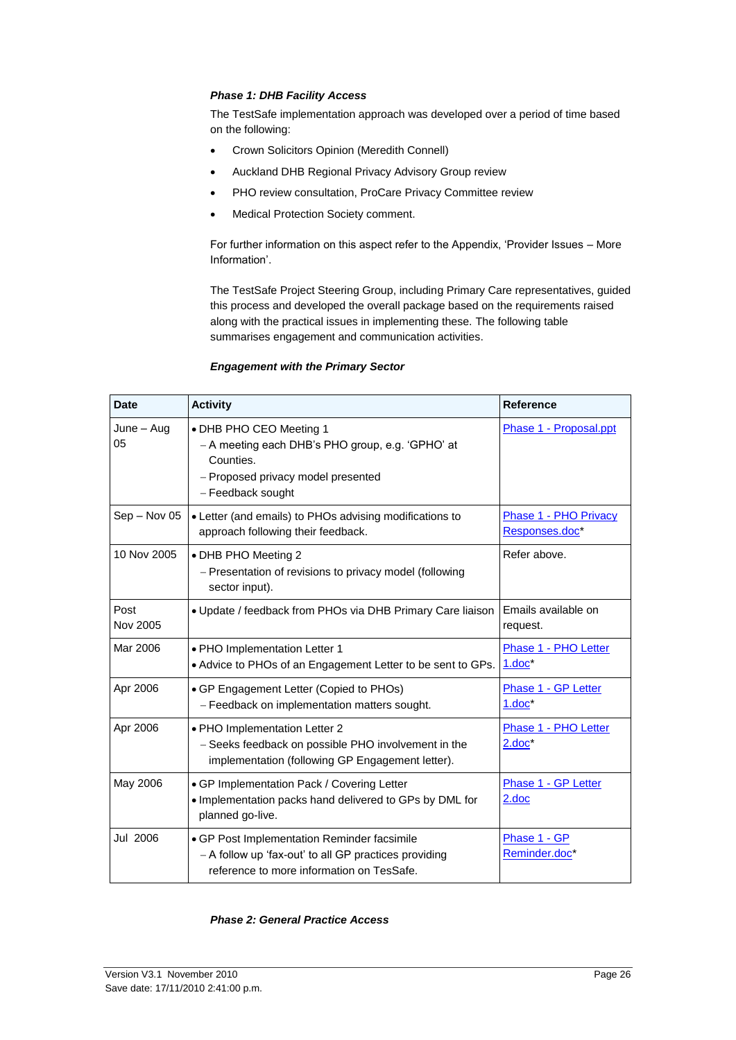### *Phase 1: DHB Facility Access*

The TestSafe implementation approach was developed over a period of time based on the following:

- Crown Solicitors Opinion (Meredith Connell)
- Auckland DHB Regional Privacy Advisory Group review
- PHO review consultation, ProCare Privacy Committee review
- Medical Protection Society comment.

For further information on this aspect refer to the Appendix, 'Provider Issues – More Information'.

The TestSafe Project Steering Group, including Primary Care representatives, guided this process and developed the overall package based on the requirements raised along with the practical issues in implementing these. The following table summarises engagement and communication activities.

***Engagement with the Primary Sector***

| Date | Activity | Reference |
|---|---|---|
| June – Aug 05 | • DHB PHO CEO Meeting 1<br>– A meeting each DHB's PHO group, e.g. 'GPHO' at Counties.<br>– Proposed privacy model presented<br>– Feedback sought | Phase 1 - Proposal.ppt |
| Sep – Nov 05 | • Letter (and emails) to PHOs advising modifications to approach following their feedback. | Phase 1 - PHO Privacy Responses.doc* |
| 10 Nov 2005 | • DHB PHO Meeting 2<br>– Presentation of revisions to privacy model (following sector input). | Refer above. |
| Post Nov 2005 | • Update / feedback from PHOs via DHB Primary Care liaison | Emails available on request. |
| Mar 2006 | • PHO Implementation Letter 1<br>• Advice to PHOs of an Engagement Letter to be sent to GPs. | Phase 1 - PHO Letter 1.doc* |
| Apr 2006 | • GP Engagement Letter (Copied to PHOs)<br>– Feedback on implementation matters sought. | Phase 1 - GP Letter 1.doc* |
| Apr 2006 | • PHO Implementation Letter 2<br>– Seeks feedback on possible PHO involvement in the implementation (following GP Engagement letter). | Phase 1 - PHO Letter 2.doc* |
| May 2006 | • GP Implementation Pack / Covering Letter<br>• Implementation packs hand delivered to GPs by DML for planned go-live. | Phase 1 - GP Letter 2.doc |
| Jul 2006 | • GP Post Implementation Reminder facsimile<br>– A follow up 'fax-out' to all GP practices providing reference to more information on TesSafe. | Phase 1 - GP Reminder.doc* |

### *Phase 2: General Practice Access*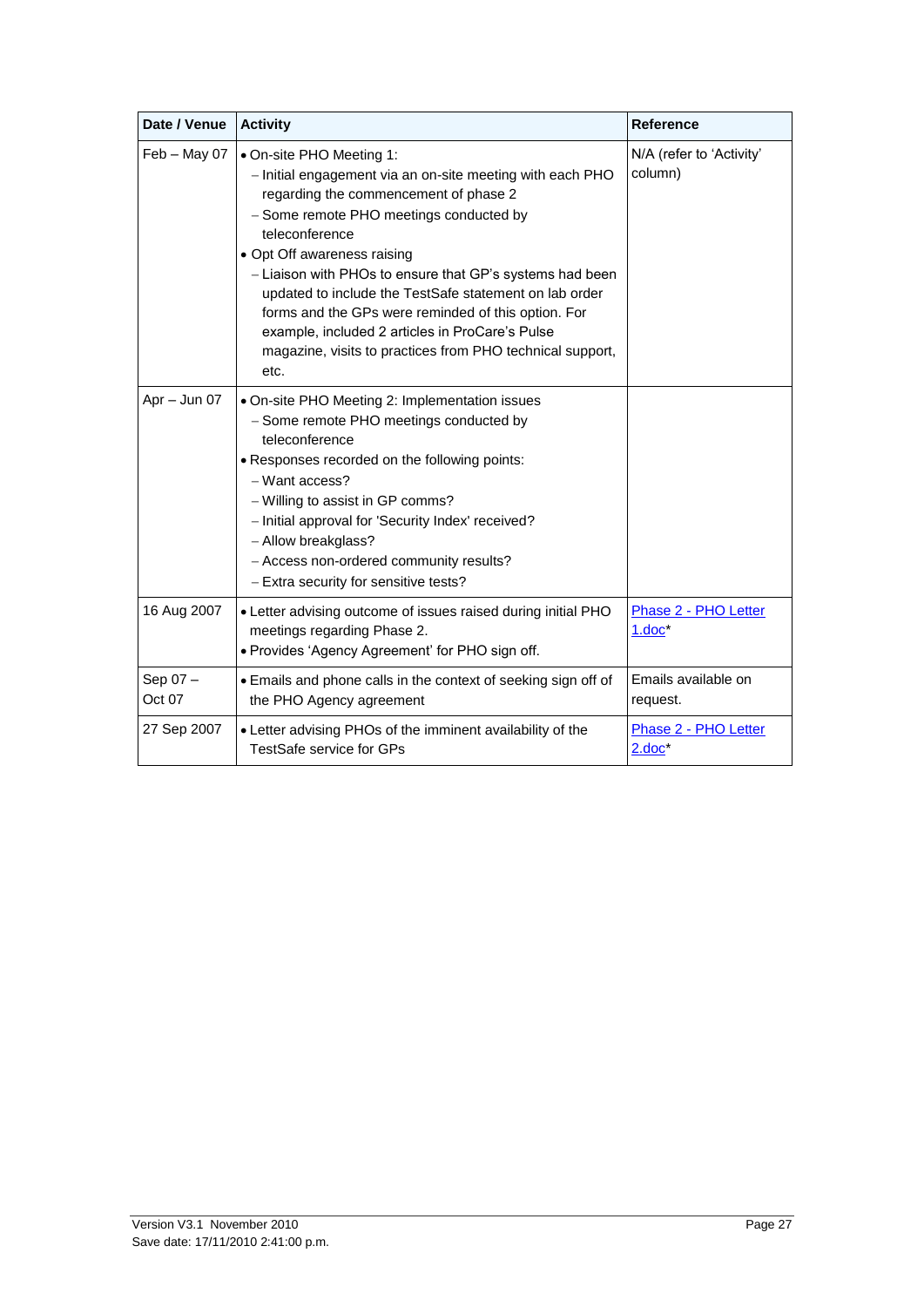| Date / Venue | Activity | Reference |
|---|---|---|
| Feb – May 07 | • On-site PHO Meeting 1:<br>– Initial engagement via an on-site meeting with each PHO regarding the commencement of phase 2<br>– Some remote PHO meetings conducted by teleconference<br>• Opt Off awareness raising<br>– Liaison with PHOs to ensure that GP's systems had been updated to include the TestSafe statement on lab order forms and the GPs were reminded of this option. For example, included 2 articles in ProCare's Pulse magazine, visits to practices from PHO technical support, etc. | N/A (refer to 'Activity' column) |
| Apr – Jun 07 | • On-site PHO Meeting 2: Implementation issues<br>– Some remote PHO meetings conducted by teleconference<br>• Responses recorded on the following points:<br>– Want access?<br>– Willing to assist in GP comms?<br>– Initial approval for 'Security Index' received?<br>– Allow breakglass?<br>– Access non-ordered community results?<br>– Extra security for sensitive tests? | |
| 16 Aug 2007 | • Letter advising outcome of issues raised during initial PHO meetings regarding Phase 2.<br>• Provides 'Agency Agreement' for PHO sign off. | Phase 2 - PHO Letter 1.doc* |
| Sep 07 – Oct 07 | • Emails and phone calls in the context of seeking sign off of the PHO Agency agreement | Emails available on request. |
| 27 Sep 2007 | • Letter advising PHOs of the imminent availability of the TestSafe service for GPs | Phase 2 - PHO Letter 2.doc* |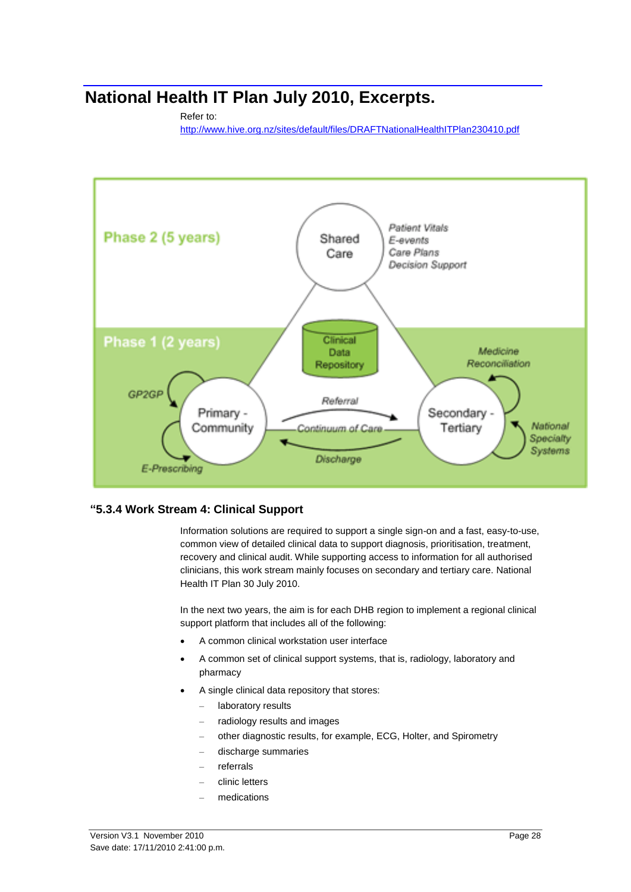# National Health IT Plan July 2010, Excerpts.

Refer to:
http://www.hive.org.nz/sites/default/files/DRAFTNationalHealthITPlan230410.pdf

### "5.3.4 Work Stream 4: Clinical Support

Information solutions are required to support a single sign-on and a fast, easy-to-use, common view of detailed clinical data to support diagnosis, prioritisation, treatment, recovery and clinical audit. While supporting access to information for all authorised clinicians, this work stream mainly focuses on secondary and tertiary care. National Health IT Plan 30 July 2010.

In the next two years, the aim is for each DHB region to implement a regional clinical support platform that includes all of the following:

- A common clinical workstation user interface
- A common set of clinical support systems, that is, radiology, laboratory and pharmacy
- A single clinical data repository that stores:
  - laboratory results
  - radiology results and images
  - other diagnostic results, for example, ECG, Holter, and Spirometry
  - discharge summaries
  - referrals
  - clinic letters
  - medications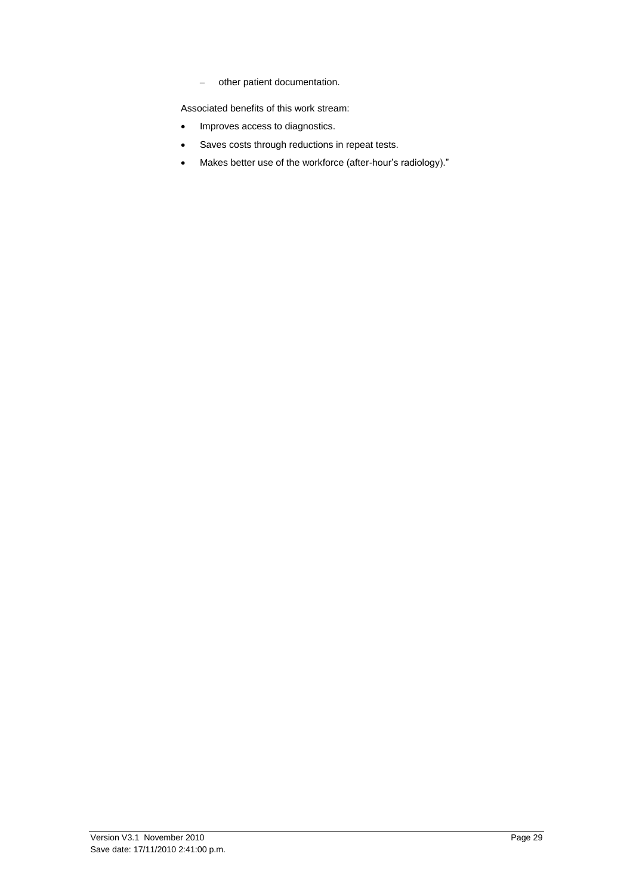- other patient documentation.

Associated benefits of this work stream:

- Improves access to diagnostics.
- Saves costs through reductions in repeat tests.
- Makes better use of the workforce (after-hour's radiology)."